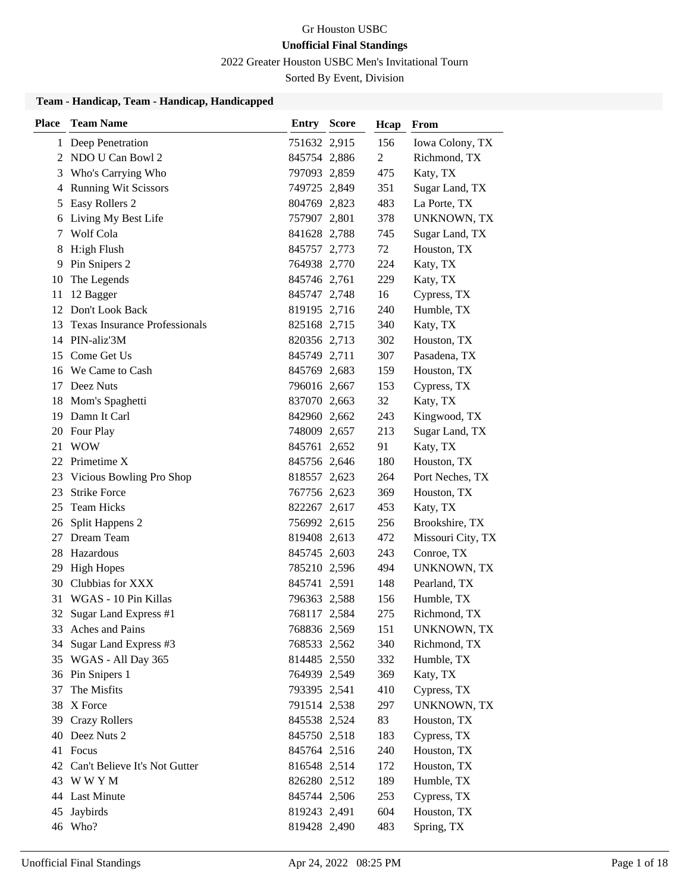Gr Houston USBC

**Unofficial Final Standings**

2022 Greater Houston USBC Men's Invitational Tourn

Sorted By Event, Division

**Team - Handicap, Team - Handicap, Handicapped**

| Place | Team Name | Entry | Score | Hcap | From |
|---|---|---|---|---|---|
| 1 | Deep Penetration | 751632 | 2,915 | 156 | Iowa Colony, TX |
| 2 | NDO U Can Bowl 2 | 845754 | 2,886 | 2 | Richmond, TX |
| 3 | Who's Carrying Who | 797093 | 2,859 | 475 | Katy, TX |
| 4 | Running Wit Scissors | 749725 | 2,849 | 351 | Sugar Land, TX |
| 5 | Easy Rollers 2 | 804769 | 2,823 | 483 | La Porte, TX |
| 6 | Living My Best Life | 757907 | 2,801 | 378 | UNKNOWN, TX |
| 7 | Wolf Cola | 841628 | 2,788 | 745 | Sugar Land, TX |
| 8 | H:igh Flush | 845757 | 2,773 | 72 | Houston, TX |
| 9 | Pin Snipers 2 | 764938 | 2,770 | 224 | Katy, TX |
| 10 | The Legends | 845746 | 2,761 | 229 | Katy, TX |
| 11 | 12 Bagger | 845747 | 2,748 | 16 | Cypress, TX |
| 12 | Don't Look Back | 819195 | 2,716 | 240 | Humble, TX |
| 13 | Texas Insurance Professionals | 825168 | 2,715 | 340 | Katy, TX |
| 14 | PIN-aliz'3M | 820356 | 2,713 | 302 | Houston, TX |
| 15 | Come Get Us | 845749 | 2,711 | 307 | Pasadena, TX |
| 16 | We Came to Cash | 845769 | 2,683 | 159 | Houston, TX |
| 17 | Deez Nuts | 796016 | 2,667 | 153 | Cypress, TX |
| 18 | Mom's Spaghetti | 837070 | 2,663 | 32 | Katy, TX |
| 19 | Damn It Carl | 842960 | 2,662 | 243 | Kingwood, TX |
| 20 | Four Play | 748009 | 2,657 | 213 | Sugar Land, TX |
| 21 | WOW | 845761 | 2,652 | 91 | Katy, TX |
| 22 | Primetime X | 845756 | 2,646 | 180 | Houston, TX |
| 23 | Vicious Bowling Pro Shop | 818557 | 2,623 | 264 | Port Neches, TX |
| 23 | Strike Force | 767756 | 2,623 | 369 | Houston, TX |
| 25 | Team Hicks | 822267 | 2,617 | 453 | Katy, TX |
| 26 | Split Happens 2 | 756992 | 2,615 | 256 | Brookshire, TX |
| 27 | Dream Team | 819408 | 2,613 | 472 | Missouri City, TX |
| 28 | Hazardous | 845745 | 2,603 | 243 | Conroe, TX |
| 29 | High Hopes | 785210 | 2,596 | 494 | UNKNOWN, TX |
| 30 | Clubbias for XXX | 845741 | 2,591 | 148 | Pearland, TX |
| 31 | WGAS - 10 Pin Killas | 796363 | 2,588 | 156 | Humble, TX |
| 32 | Sugar Land Express #1 | 768117 | 2,584 | 275 | Richmond, TX |
| 33 | Aches and Pains | 768836 | 2,569 | 151 | UNKNOWN, TX |
| 34 | Sugar Land Express #3 | 768533 | 2,562 | 340 | Richmond, TX |
| 35 | WGAS - All Day 365 | 814485 | 2,550 | 332 | Humble, TX |
| 36 | Pin Snipers 1 | 764939 | 2,549 | 369 | Katy, TX |
| 37 | The Misfits | 793395 | 2,541 | 410 | Cypress, TX |
| 38 | X Force | 791514 | 2,538 | 297 | UNKNOWN, TX |
| 39 | Crazy Rollers | 845538 | 2,524 | 83 | Houston, TX |
| 40 | Deez Nuts 2 | 845750 | 2,518 | 183 | Cypress, TX |
| 41 | Focus | 845764 | 2,516 | 240 | Houston, TX |
| 42 | Can't Believe It's Not Gutter | 816548 | 2,514 | 172 | Houston, TX |
| 43 | W W Y M | 826280 | 2,512 | 189 | Humble, TX |
| 44 | Last Minute | 845744 | 2,506 | 253 | Cypress, TX |
| 45 | Jaybirds | 819243 | 2,491 | 604 | Houston, TX |
| 46 | Who? | 819428 | 2,490 | 483 | Spring, TX |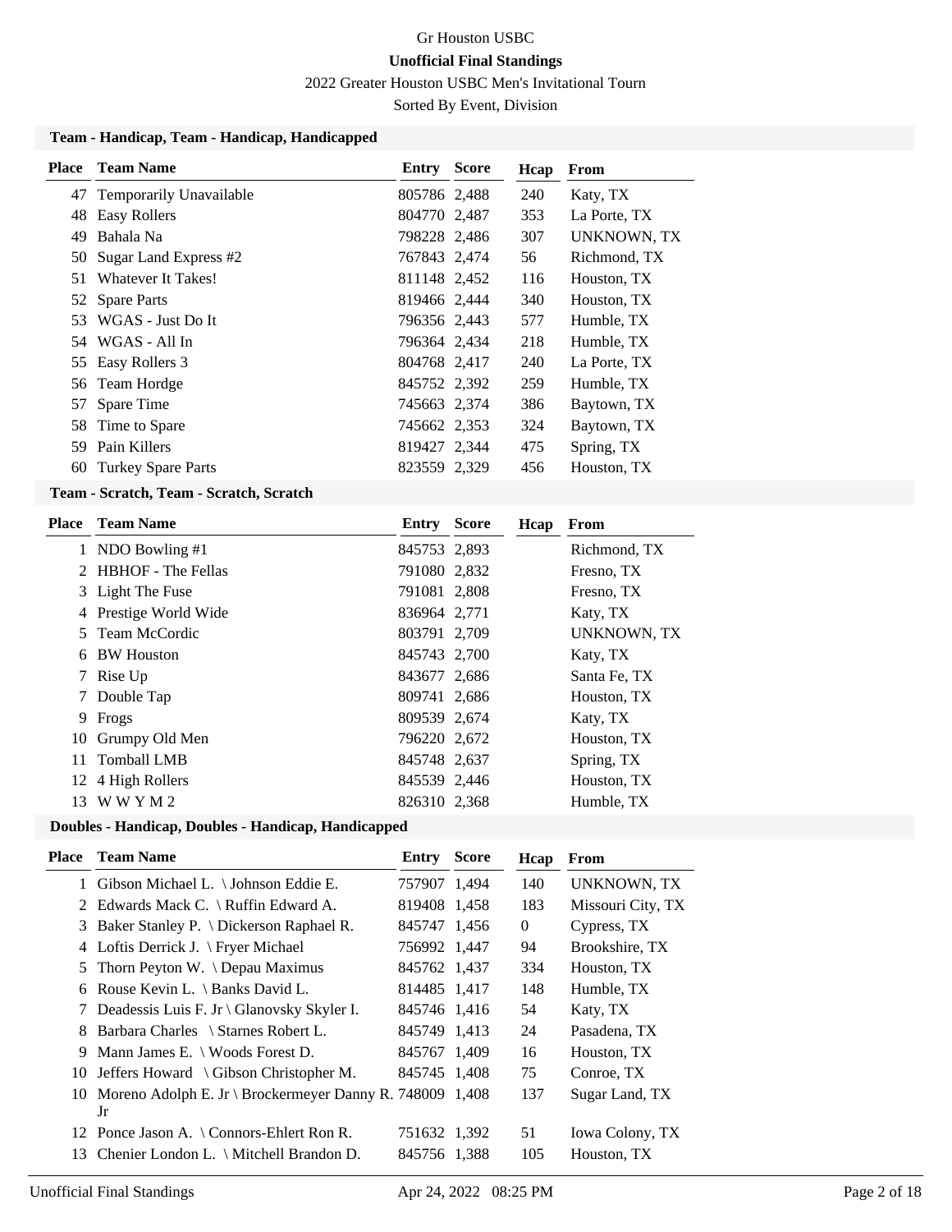# Gr Houston USBC

**Unofficial Final Standings**

2022 Greater Houston USBC Men's Invitational Tourn

Sorted By Event, Division

### Team - Handicap, Team - Handicap, Handicapped

| Place | Team Name | Entry | Score | Hcap | From |
|---|---|---|---|---|---|
| 47 | Temporarily Unavailable | 805786 | 2,488 | 240 | Katy, TX |
| 48 | Easy Rollers | 804770 | 2,487 | 353 | La Porte, TX |
| 49 | Bahala Na | 798228 | 2,486 | 307 | UNKNOWN, TX |
| 50 | Sugar Land Express #2 | 767843 | 2,474 | 56 | Richmond, TX |
| 51 | Whatever It Takes! | 811148 | 2,452 | 116 | Houston, TX |
| 52 | Spare Parts | 819466 | 2,444 | 340 | Houston, TX |
| 53 | WGAS - Just Do It | 796356 | 2,443 | 577 | Humble, TX |
| 54 | WGAS - All In | 796364 | 2,434 | 218 | Humble, TX |
| 55 | Easy Rollers 3 | 804768 | 2,417 | 240 | La Porte, TX |
| 56 | Team Hordge | 845752 | 2,392 | 259 | Humble, TX |
| 57 | Spare Time | 745663 | 2,374 | 386 | Baytown, TX |
| 58 | Time to Spare | 745662 | 2,353 | 324 | Baytown, TX |
| 59 | Pain Killers | 819427 | 2,344 | 475 | Spring, TX |
| 60 | Turkey Spare Parts | 823559 | 2,329 | 456 | Houston, TX |

### Team - Scratch, Team - Scratch, Scratch

| Place | Team Name | Entry | Score | Hcap | From |
|---|---|---|---|---|---|
| 1 | NDO Bowling #1 | 845753 | 2,893 | | Richmond, TX |
| 2 | HBHOF - The Fellas | 791080 | 2,832 | | Fresno, TX |
| 3 | Light The Fuse | 791081 | 2,808 | | Fresno, TX |
| 4 | Prestige World Wide | 836964 | 2,771 | | Katy, TX |
| 5 | Team McCordic | 803791 | 2,709 | | UNKNOWN, TX |
| 6 | BW Houston | 845743 | 2,700 | | Katy, TX |
| 7 | Rise Up | 843677 | 2,686 | | Santa Fe, TX |
| 7 | Double Tap | 809741 | 2,686 | | Houston, TX |
| 9 | Frogs | 809539 | 2,674 | | Katy, TX |
| 10 | Grumpy Old Men | 796220 | 2,672 | | Houston, TX |
| 11 | Tomball LMB | 845748 | 2,637 | | Spring, TX |
| 12 | 4 High Rollers | 845539 | 2,446 | | Houston, TX |
| 13 | W W Y M 2 | 826310 | 2,368 | | Humble, TX |

### Doubles - Handicap, Doubles - Handicap, Handicapped

| Place | Team Name | Entry | Score | Hcap | From |
|---|---|---|---|---|---|
| 1 | Gibson Michael L. \ Johnson Eddie E. | 757907 | 1,494 | 140 | UNKNOWN, TX |
| 2 | Edwards Mack C. \ Ruffin Edward A. | 819408 | 1,458 | 183 | Missouri City, TX |
| 3 | Baker Stanley P. \ Dickerson Raphael R. | 845747 | 1,456 | 0 | Cypress, TX |
| 4 | Loftis Derrick J. \ Fryer Michael | 756992 | 1,447 | 94 | Brookshire, TX |
| 5 | Thorn Peyton W. \ Depau Maximus | 845762 | 1,437 | 334 | Houston, TX |
| 6 | Rouse Kevin L. \ Banks David L. | 814485 | 1,417 | 148 | Humble, TX |
| 7 | Deadessis Luis F. Jr \ Glanovsky Skyler I. | 845746 | 1,416 | 54 | Katy, TX |
| 8 | Barbara Charles \ Starnes Robert L. | 845749 | 1,413 | 24 | Pasadena, TX |
| 9 | Mann James E. \ Woods Forest D. | 845767 | 1,409 | 16 | Houston, TX |
| 10 | Jeffers Howard \ Gibson Christopher M. | 845745 | 1,408 | 75 | Conroe, TX |
| 10 | Moreno Adolph E. Jr \ Brockermeyer Danny R. Jr | 748009 | 1,408 | 137 | Sugar Land, TX |
| 12 | Ponce Jason A. \ Connors-Ehlert Ron R. | 751632 | 1,392 | 51 | Iowa Colony, TX |
| 13 | Chenier London L. \ Mitchell Brandon D. | 845756 | 1,388 | 105 | Houston, TX |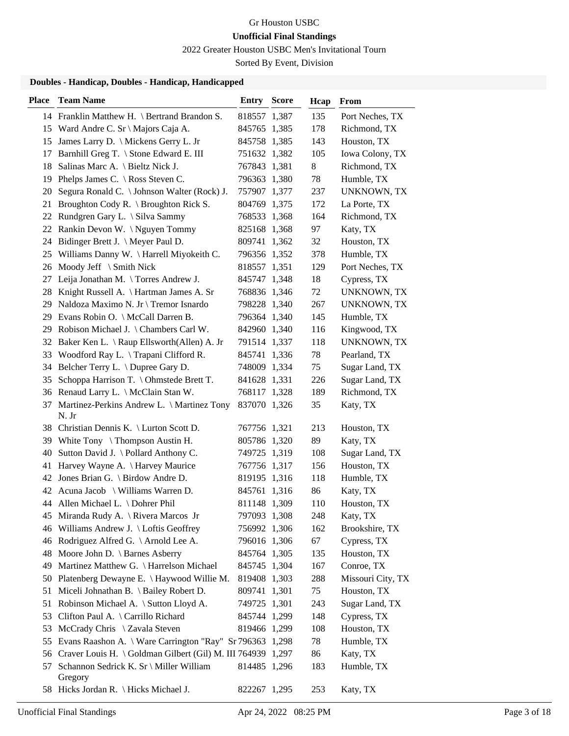Gr Houston USBC

**Unofficial Final Standings**

2022 Greater Houston USBC Men's Invitational Tourn

Sorted By Event, Division

### Doubles - Handicap, Doubles - Handicap, Handicapped

| Place | Team Name | Entry | Score | Hcap | From |
|---|---|---|---|---|---|
| 14 | Franklin Matthew H. \ Bertrand Brandon S. | 818557 | 1,387 | 135 | Port Neches, TX |
| 15 | Ward Andre C. Sr \ Majors Caja A. | 845765 | 1,385 | 178 | Richmond, TX |
| 15 | James Larry D. \ Mickens Gerry L. Jr | 845758 | 1,385 | 143 | Houston, TX |
| 17 | Barnhill Greg T. \ Stone Edward E. III | 751632 | 1,382 | 105 | Iowa Colony, TX |
| 18 | Salinas Marc A. \ Bieltz Nick J. | 767843 | 1,381 | 8 | Richmond, TX |
| 19 | Phelps James C. \ Ross Steven C. | 796363 | 1,380 | 78 | Humble, TX |
| 20 | Segura Ronald C. \ Johnson Walter (Rock) J. | 757907 | 1,377 | 237 | UNKNOWN, TX |
| 21 | Broughton Cody R. \ Broughton Rick S. | 804769 | 1,375 | 172 | La Porte, TX |
| 22 | Rundgren Gary L. \ Silva Sammy | 768533 | 1,368 | 164 | Richmond, TX |
| 22 | Rankin Devon W. \ Nguyen Tommy | 825168 | 1,368 | 97 | Katy, TX |
| 24 | Bidinger Brett J. \ Meyer Paul D. | 809741 | 1,362 | 32 | Houston, TX |
| 25 | Williams Danny W. \ Harrell Miyokeith C. | 796356 | 1,352 | 378 | Humble, TX |
| 26 | Moody Jeff \ Smith Nick | 818557 | 1,351 | 129 | Port Neches, TX |
| 27 | Leija Jonathan M. \ Torres Andrew J. | 845747 | 1,348 | 18 | Cypress, TX |
| 28 | Knight Russell A. \ Hartman James A. Sr | 768836 | 1,346 | 72 | UNKNOWN, TX |
| 29 | Naldoza Maximo N. Jr \ Tremor Isnardo | 798228 | 1,340 | 267 | UNKNOWN, TX |
| 29 | Evans Robin O. \ McCall Darren B. | 796364 | 1,340 | 145 | Humble, TX |
| 29 | Robison Michael J. \ Chambers Carl W. | 842960 | 1,340 | 116 | Kingwood, TX |
| 32 | Baker Ken L. \ Raup Ellsworth(Allen) A. Jr | 791514 | 1,337 | 118 | UNKNOWN, TX |
| 33 | Woodford Ray L. \ Trapani Clifford R. | 845741 | 1,336 | 78 | Pearland, TX |
| 34 | Belcher Terry L. \ Dupree Gary D. | 748009 | 1,334 | 75 | Sugar Land, TX |
| 35 | Schoppa Harrison T. \ Ohmstede Brett T. | 841628 | 1,331 | 226 | Sugar Land, TX |
| 36 | Renaud Larry L. \ McClain Stan W. | 768117 | 1,328 | 189 | Richmond, TX |
| 37 | Martinez-Perkins Andrew L. \ Martinez Tony N. Jr | 837070 | 1,326 | 35 | Katy, TX |
| 38 | Christian Dennis K. \ Lurton Scott D. | 767756 | 1,321 | 213 | Houston, TX |
| 39 | White Tony \ Thompson Austin H. | 805786 | 1,320 | 89 | Katy, TX |
| 40 | Sutton David J. \ Pollard Anthony C. | 749725 | 1,319 | 108 | Sugar Land, TX |
| 41 | Harvey Wayne A. \ Harvey Maurice | 767756 | 1,317 | 156 | Houston, TX |
| 42 | Jones Brian G. \ Birdow Andre D. | 819195 | 1,316 | 118 | Humble, TX |
| 42 | Acuna Jacob \ Williams Warren D. | 845761 | 1,316 | 86 | Katy, TX |
| 44 | Allen Michael L. \ Dohrer Phil | 811148 | 1,309 | 110 | Houston, TX |
| 45 | Miranda Rudy A. \ Rivera Marcos Jr | 797093 | 1,308 | 248 | Katy, TX |
| 46 | Williams Andrew J. \ Loftis Geoffrey | 756992 | 1,306 | 162 | Brookshire, TX |
| 46 | Rodriguez Alfred G. \ Arnold Lee A. | 796016 | 1,306 | 67 | Cypress, TX |
| 48 | Moore John D. \ Barnes Asberry | 845764 | 1,305 | 135 | Houston, TX |
| 49 | Martinez Matthew G. \ Harrelson Michael | 845745 | 1,304 | 167 | Conroe, TX |
| 50 | Platenberg Dewayne E. \ Haywood Willie M. | 819408 | 1,303 | 288 | Missouri City, TX |
| 51 | Miceli Johnathan B. \ Bailey Robert D. | 809741 | 1,301 | 75 | Houston, TX |
| 51 | Robinson Michael A. \ Sutton Lloyd A. | 749725 | 1,301 | 243 | Sugar Land, TX |
| 53 | Clifton Paul A. \ Carrillo Richard | 845744 | 1,299 | 148 | Cypress, TX |
| 53 | McCrady Chris \ Zavala Steven | 819466 | 1,299 | 108 | Houston, TX |
| 55 | Evans Raashon A. \ Ware Carrington "Ray" Sr | 796363 | 1,298 | 78 | Humble, TX |
| 56 | Craver Louis H. \ Goldman Gilbert (Gil) M. III | 764939 | 1,297 | 86 | Katy, TX |
| 57 | Schannon Sedrick K. Sr \ Miller William Gregory | 814485 | 1,296 | 183 | Humble, TX |
| 58 | Hicks Jordan R. \ Hicks Michael J. | 822267 | 1,295 | 253 | Katy, TX |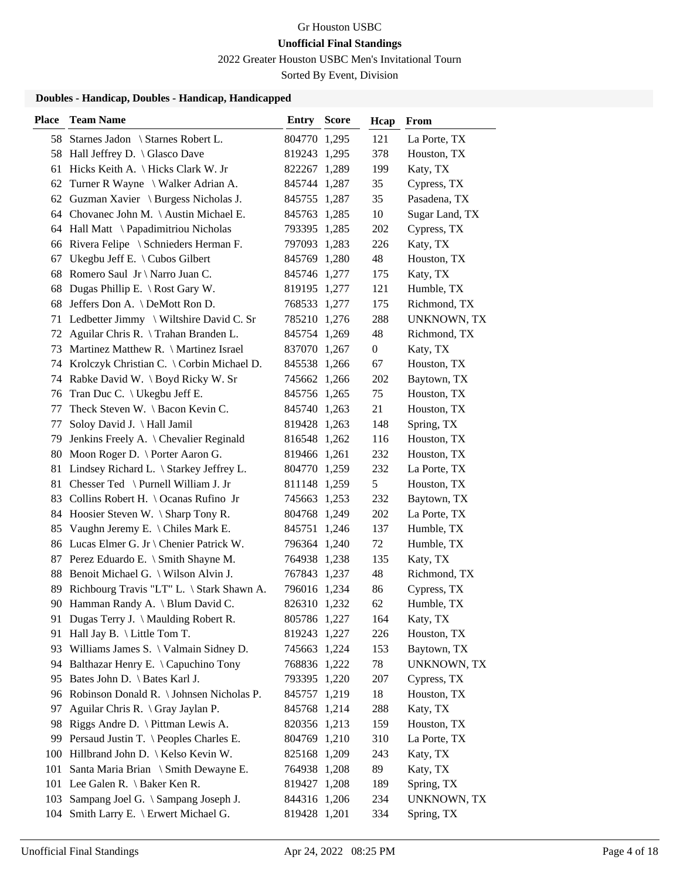Gr Houston USBC

**Unofficial Final Standings**

2022 Greater Houston USBC Men's Invitational Tourn

Sorted By Event, Division

### Doubles - Handicap, Doubles - Handicap, Handicapped

| Place | Team Name | Entry | Score | Hcap | From |
|---|---|---|---|---|---|
| 58 | Starnes Jadon \ Starnes Robert L. | 804770 | 1,295 | 121 | La Porte, TX |
| 58 | Hall Jeffrey D. \ Glasco Dave | 819243 | 1,295 | 378 | Houston, TX |
| 61 | Hicks Keith A. \ Hicks Clark W. Jr | 822267 | 1,289 | 199 | Katy, TX |
| 62 | Turner R Wayne \ Walker Adrian A. | 845744 | 1,287 | 35 | Cypress, TX |
| 62 | Guzman Xavier \ Burgess Nicholas J. | 845755 | 1,287 | 35 | Pasadena, TX |
| 64 | Chovanec John M. \ Austin Michael E. | 845763 | 1,285 | 10 | Sugar Land, TX |
| 64 | Hall Matt \ Papadimitriou Nicholas | 793395 | 1,285 | 202 | Cypress, TX |
| 66 | Rivera Felipe \ Schnieders Herman F. | 797093 | 1,283 | 226 | Katy, TX |
| 67 | Ukegbu Jeff E. \ Cubos Gilbert | 845769 | 1,280 | 48 | Houston, TX |
| 68 | Romero Saul Jr \ Narro Juan C. | 845746 | 1,277 | 175 | Katy, TX |
| 68 | Dugas Phillip E. \ Rost Gary W. | 819195 | 1,277 | 121 | Humble, TX |
| 68 | Jeffers Don A. \ DeMott Ron D. | 768533 | 1,277 | 175 | Richmond, TX |
| 71 | Ledbetter Jimmy \ Wiltshire David C. Sr | 785210 | 1,276 | 288 | UNKNOWN, TX |
| 72 | Aguilar Chris R. \ Trahan Branden L. | 845754 | 1,269 | 48 | Richmond, TX |
| 73 | Martinez Matthew R. \ Martinez Israel | 837070 | 1,267 | 0 | Katy, TX |
| 74 | Krolczyk Christian C. \ Corbin Michael D. | 845538 | 1,266 | 67 | Houston, TX |
| 74 | Rabke David W. \ Boyd Ricky W. Sr | 745662 | 1,266 | 202 | Baytown, TX |
| 76 | Tran Duc C. \ Ukegbu Jeff E. | 845756 | 1,265 | 75 | Houston, TX |
| 77 | Theck Steven W. \ Bacon Kevin C. | 845740 | 1,263 | 21 | Houston, TX |
| 77 | Soloy David J. \ Hall Jamil | 819428 | 1,263 | 148 | Spring, TX |
| 79 | Jenkins Freely A. \ Chevalier Reginald | 816548 | 1,262 | 116 | Houston, TX |
| 80 | Moon Roger D. \ Porter Aaron G. | 819466 | 1,261 | 232 | Houston, TX |
| 81 | Lindsey Richard L. \ Starkey Jeffrey L. | 804770 | 1,259 | 232 | La Porte, TX |
| 81 | Chesser Ted \ Purnell William J. Jr | 811148 | 1,259 | 5 | Houston, TX |
| 83 | Collins Robert H. \ Ocanas Rufino Jr | 745663 | 1,253 | 232 | Baytown, TX |
| 84 | Hoosier Steven W. \ Sharp Tony R. | 804768 | 1,249 | 202 | La Porte, TX |
| 85 | Vaughn Jeremy E. \ Chiles Mark E. | 845751 | 1,246 | 137 | Humble, TX |
| 86 | Lucas Elmer G. Jr \ Chenier Patrick W. | 796364 | 1,240 | 72 | Humble, TX |
| 87 | Perez Eduardo E. \ Smith Shayne M. | 764938 | 1,238 | 135 | Katy, TX |
| 88 | Benoit Michael G. \ Wilson Alvin J. | 767843 | 1,237 | 48 | Richmond, TX |
| 89 | Richbourg Travis "LT" L. \ Stark Shawn A. | 796016 | 1,234 | 86 | Cypress, TX |
| 90 | Hamman Randy A. \ Blum David C. | 826310 | 1,232 | 62 | Humble, TX |
| 91 | Dugas Terry J. \ Maulding Robert R. | 805786 | 1,227 | 164 | Katy, TX |
| 91 | Hall Jay B. \ Little Tom T. | 819243 | 1,227 | 226 | Houston, TX |
| 93 | Williams James S. \ Valmain Sidney D. | 745663 | 1,224 | 153 | Baytown, TX |
| 94 | Balthazar Henry E. \ Capuchino Tony | 768836 | 1,222 | 78 | UNKNOWN, TX |
| 95 | Bates John D. \ Bates Karl J. | 793395 | 1,220 | 207 | Cypress, TX |
| 96 | Robinson Donald R. \ Johnsen Nicholas P. | 845757 | 1,219 | 18 | Houston, TX |
| 97 | Aguilar Chris R. \ Gray Jaylan P. | 845768 | 1,214 | 288 | Katy, TX |
| 98 | Riggs Andre D. \ Pittman Lewis A. | 820356 | 1,213 | 159 | Houston, TX |
| 99 | Persaud Justin T. \ Peoples Charles E. | 804769 | 1,210 | 310 | La Porte, TX |
| 100 | Hillbrand John D. \ Kelso Kevin W. | 825168 | 1,209 | 243 | Katy, TX |
| 101 | Santa Maria Brian \ Smith Dewayne E. | 764938 | 1,208 | 89 | Katy, TX |
| 101 | Lee Galen R. \ Baker Ken R. | 819427 | 1,208 | 189 | Spring, TX |
| 103 | Sampang Joel G. \ Sampang Joseph J. | 844316 | 1,206 | 234 | UNKNOWN, TX |
| 104 | Smith Larry E. \ Erwert Michael G. | 819428 | 1,201 | 334 | Spring, TX |

Unofficial Final Standings — Apr 24, 2022 08:25 PM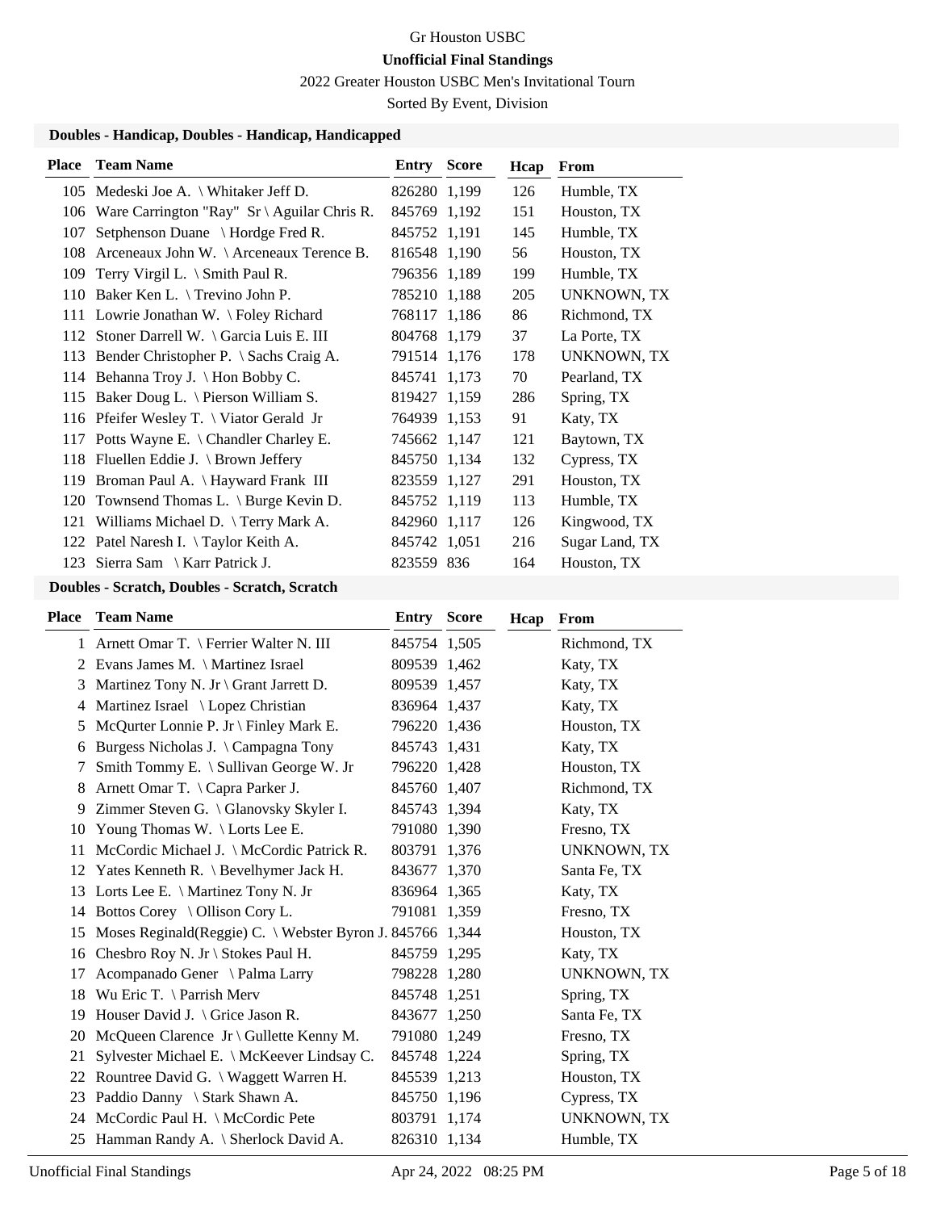Gr Houston USBC

**Unofficial Final Standings**

2022 Greater Houston USBC Men's Invitational Tourn

Sorted By Event, Division

### Doubles - Handicap, Doubles - Handicap, Handicapped

| Place | Team Name | Entry | Score | Hcap | From |
|---|---|---|---|---|---|
| 105 | Medeski Joe A. \ Whitaker Jeff D. | 826280 | 1,199 | 126 | Humble, TX |
| 106 | Ware Carrington "Ray" Sr \ Aguilar Chris R. | 845769 | 1,192 | 151 | Houston, TX |
| 107 | Setphenson Duane \ Hordge Fred R. | 845752 | 1,191 | 145 | Humble, TX |
| 108 | Arceneaux John W. \ Arceneaux Terence B. | 816548 | 1,190 | 56 | Houston, TX |
| 109 | Terry Virgil L. \ Smith Paul R. | 796356 | 1,189 | 199 | Humble, TX |
| 110 | Baker Ken L. \ Trevino John P. | 785210 | 1,188 | 205 | UNKNOWN, TX |
| 111 | Lowrie Jonathan W. \ Foley Richard | 768117 | 1,186 | 86 | Richmond, TX |
| 112 | Stoner Darrell W. \ Garcia Luis E. III | 804768 | 1,179 | 37 | La Porte, TX |
| 113 | Bender Christopher P. \ Sachs Craig A. | 791514 | 1,176 | 178 | UNKNOWN, TX |
| 114 | Behanna Troy J. \ Hon Bobby C. | 845741 | 1,173 | 70 | Pearland, TX |
| 115 | Baker Doug L. \ Pierson William S. | 819427 | 1,159 | 286 | Spring, TX |
| 116 | Pfeifer Wesley T. \ Viator Gerald Jr | 764939 | 1,153 | 91 | Katy, TX |
| 117 | Potts Wayne E. \ Chandler Charley E. | 745662 | 1,147 | 121 | Baytown, TX |
| 118 | Fluellen Eddie J. \ Brown Jeffery | 845750 | 1,134 | 132 | Cypress, TX |
| 119 | Broman Paul A. \ Hayward Frank III | 823559 | 1,127 | 291 | Houston, TX |
| 120 | Townsend Thomas L. \ Burge Kevin D. | 845752 | 1,119 | 113 | Humble, TX |
| 121 | Williams Michael D. \ Terry Mark A. | 842960 | 1,117 | 126 | Kingwood, TX |
| 122 | Patel Naresh I. \ Taylor Keith A. | 845742 | 1,051 | 216 | Sugar Land, TX |
| 123 | Sierra Sam \ Karr Patrick J. | 823559 | 836 | 164 | Houston, TX |

### Doubles - Scratch, Doubles - Scratch, Scratch

| Place | Team Name | Entry | Score | Hcap | From |
|---|---|---|---|---|---|
| 1 | Arnett Omar T. \ Ferrier Walter N. III | 845754 | 1,505 | | Richmond, TX |
| 2 | Evans James M. \ Martinez Israel | 809539 | 1,462 | | Katy, TX |
| 3 | Martinez Tony N. Jr \ Grant Jarrett D. | 809539 | 1,457 | | Katy, TX |
| 4 | Martinez Israel \ Lopez Christian | 836964 | 1,437 | | Katy, TX |
| 5 | McQurter Lonnie P. Jr \ Finley Mark E. | 796220 | 1,436 | | Houston, TX |
| 6 | Burgess Nicholas J. \ Campagna Tony | 845743 | 1,431 | | Katy, TX |
| 7 | Smith Tommy E. \ Sullivan George W. Jr | 796220 | 1,428 | | Houston, TX |
| 8 | Arnett Omar T. \ Capra Parker J. | 845760 | 1,407 | | Richmond, TX |
| 9 | Zimmer Steven G. \ Glanovsky Skyler I. | 845743 | 1,394 | | Katy, TX |
| 10 | Young Thomas W. \ Lorts Lee E. | 791080 | 1,390 | | Fresno, TX |
| 11 | McCordic Michael J. \ McCordic Patrick R. | 803791 | 1,376 | | UNKNOWN, TX |
| 12 | Yates Kenneth R. \ Bevelhymer Jack H. | 843677 | 1,370 | | Santa Fe, TX |
| 13 | Lorts Lee E. \ Martinez Tony N. Jr | 836964 | 1,365 | | Katy, TX |
| 14 | Bottos Corey \ Ollison Cory L. | 791081 | 1,359 | | Fresno, TX |
| 15 | Moses Reginald(Reggie) C. \ Webster Byron J. | 845766 | 1,344 | | Houston, TX |
| 16 | Chesbro Roy N. Jr \ Stokes Paul H. | 845759 | 1,295 | | Katy, TX |
| 17 | Acompanado Gener \ Palma Larry | 798228 | 1,280 | | UNKNOWN, TX |
| 18 | Wu Eric T. \ Parrish Merv | 845748 | 1,251 | | Spring, TX |
| 19 | Houser David J. \ Grice Jason R. | 843677 | 1,250 | | Santa Fe, TX |
| 20 | McQueen Clarence Jr \ Gullette Kenny M. | 791080 | 1,249 | | Fresno, TX |
| 21 | Sylvester Michael E. \ McKeever Lindsay C. | 845748 | 1,224 | | Spring, TX |
| 22 | Rountree David G. \ Waggett Warren H. | 845539 | 1,213 | | Houston, TX |
| 23 | Paddio Danny \ Stark Shawn A. | 845750 | 1,196 | | Cypress, TX |
| 24 | McCordic Paul H. \ McCordic Pete | 803791 | 1,174 | | UNKNOWN, TX |
| 25 | Hamman Randy A. \ Sherlock David A. | 826310 | 1,134 | | Humble, TX |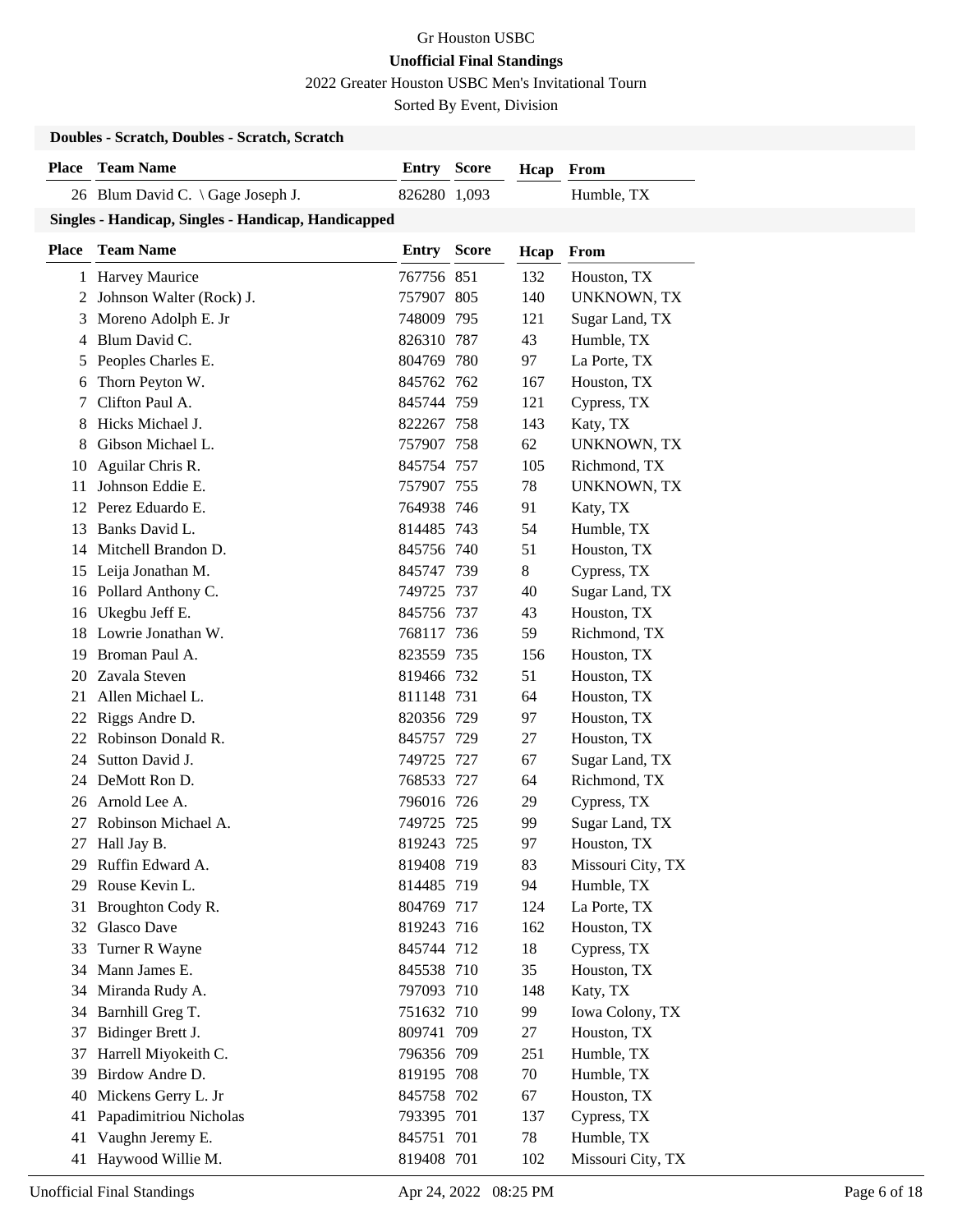Gr Houston USBC

**Unofficial Final Standings**

2022 Greater Houston USBC Men's Invitational Tourn

Sorted By Event, Division

**Doubles - Scratch, Doubles - Scratch, Scratch**

| Place | Team Name | Entry | Score | Hcap | From |
|---|---|---|---|---|---|
| 26 | Blum David C. \ Gage Joseph J. | 826280 | 1,093 | | Humble, TX |

**Singles - Handicap, Singles - Handicap, Handicapped**

| Place | Team Name | Entry | Score | Hcap | From |
|---|---|---|---|---|---|
| 1 | Harvey Maurice | 767756 | 851 | 132 | Houston, TX |
| 2 | Johnson Walter (Rock) J. | 757907 | 805 | 140 | UNKNOWN, TX |
| 3 | Moreno Adolph E. Jr | 748009 | 795 | 121 | Sugar Land, TX |
| 4 | Blum David C. | 826310 | 787 | 43 | Humble, TX |
| 5 | Peoples Charles E. | 804769 | 780 | 97 | La Porte, TX |
| 6 | Thorn Peyton W. | 845762 | 762 | 167 | Houston, TX |
| 7 | Clifton Paul A. | 845744 | 759 | 121 | Cypress, TX |
| 8 | Hicks Michael J. | 822267 | 758 | 143 | Katy, TX |
| 8 | Gibson Michael L. | 757907 | 758 | 62 | UNKNOWN, TX |
| 10 | Aguilar Chris R. | 845754 | 757 | 105 | Richmond, TX |
| 11 | Johnson Eddie E. | 757907 | 755 | 78 | UNKNOWN, TX |
| 12 | Perez Eduardo E. | 764938 | 746 | 91 | Katy, TX |
| 13 | Banks David L. | 814485 | 743 | 54 | Humble, TX |
| 14 | Mitchell Brandon D. | 845756 | 740 | 51 | Houston, TX |
| 15 | Leija Jonathan M. | 845747 | 739 | 8 | Cypress, TX |
| 16 | Pollard Anthony C. | 749725 | 737 | 40 | Sugar Land, TX |
| 16 | Ukegbu Jeff E. | 845756 | 737 | 43 | Houston, TX |
| 18 | Lowrie Jonathan W. | 768117 | 736 | 59 | Richmond, TX |
| 19 | Broman Paul A. | 823559 | 735 | 156 | Houston, TX |
| 20 | Zavala Steven | 819466 | 732 | 51 | Houston, TX |
| 21 | Allen Michael L. | 811148 | 731 | 64 | Houston, TX |
| 22 | Riggs Andre D. | 820356 | 729 | 97 | Houston, TX |
| 22 | Robinson Donald R. | 845757 | 729 | 27 | Houston, TX |
| 24 | Sutton David J. | 749725 | 727 | 67 | Sugar Land, TX |
| 24 | DeMott Ron D. | 768533 | 727 | 64 | Richmond, TX |
| 26 | Arnold Lee A. | 796016 | 726 | 29 | Cypress, TX |
| 27 | Robinson Michael A. | 749725 | 725 | 99 | Sugar Land, TX |
| 27 | Hall Jay B. | 819243 | 725 | 97 | Houston, TX |
| 29 | Ruffin Edward A. | 819408 | 719 | 83 | Missouri City, TX |
| 29 | Rouse Kevin L. | 814485 | 719 | 94 | Humble, TX |
| 31 | Broughton Cody R. | 804769 | 717 | 124 | La Porte, TX |
| 32 | Glasco Dave | 819243 | 716 | 162 | Houston, TX |
| 33 | Turner R Wayne | 845744 | 712 | 18 | Cypress, TX |
| 34 | Mann James E. | 845538 | 710 | 35 | Houston, TX |
| 34 | Miranda Rudy A. | 797093 | 710 | 148 | Katy, TX |
| 34 | Barnhill Greg T. | 751632 | 710 | 99 | Iowa Colony, TX |
| 37 | Bidinger Brett J. | 809741 | 709 | 27 | Houston, TX |
| 37 | Harrell Miyokeith C. | 796356 | 709 | 251 | Humble, TX |
| 39 | Birdow Andre D. | 819195 | 708 | 70 | Humble, TX |
| 40 | Mickens Gerry L. Jr | 845758 | 702 | 67 | Houston, TX |
| 41 | Papadimitriou Nicholas | 793395 | 701 | 137 | Cypress, TX |
| 41 | Vaughn Jeremy E. | 845751 | 701 | 78 | Humble, TX |
| 41 | Haywood Willie M. | 819408 | 701 | 102 | Missouri City, TX |

Unofficial Final Standings — Apr 24, 2022 08:25 PM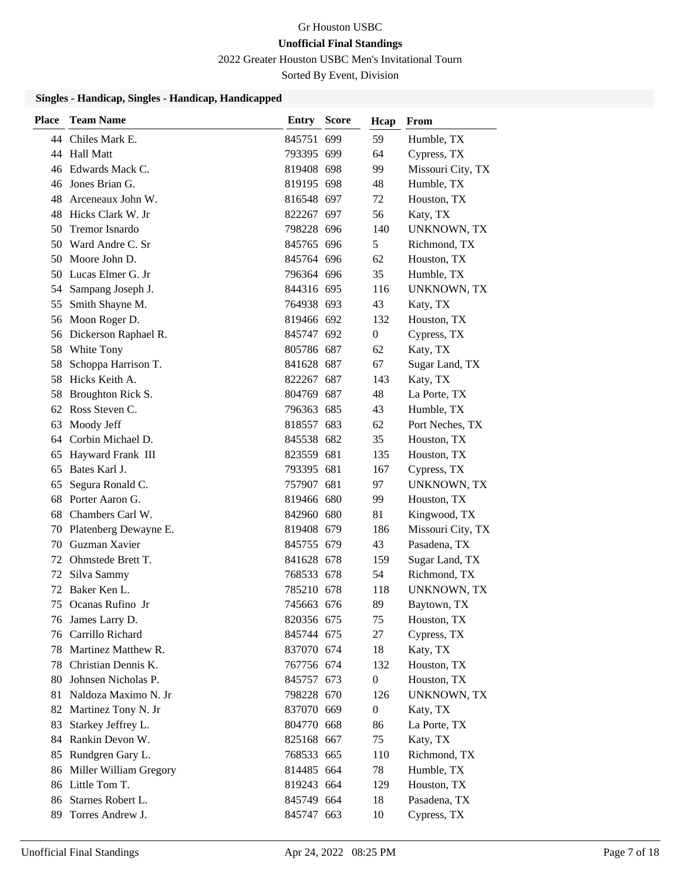# Gr Houston USBC

**Unofficial Final Standings**

2022 Greater Houston USBC Men's Invitational Tourn

Sorted By Event, Division

### Singles - Handicap, Singles - Handicap, Handicapped

| Place | Team Name | Entry | Score | Hcap | From |
|---|---|---|---|---|---|
| 44 | Chiles Mark E. | 845751 | 699 | 59 | Humble, TX |
| 44 | Hall Matt | 793395 | 699 | 64 | Cypress, TX |
| 46 | Edwards Mack C. | 819408 | 698 | 99 | Missouri City, TX |
| 46 | Jones Brian G. | 819195 | 698 | 48 | Humble, TX |
| 48 | Arceneaux John W. | 816548 | 697 | 72 | Houston, TX |
| 48 | Hicks Clark W. Jr | 822267 | 697 | 56 | Katy, TX |
| 50 | Tremor Isnardo | 798228 | 696 | 140 | UNKNOWN, TX |
| 50 | Ward Andre C. Sr | 845765 | 696 | 5 | Richmond, TX |
| 50 | Moore John D. | 845764 | 696 | 62 | Houston, TX |
| 50 | Lucas Elmer G. Jr | 796364 | 696 | 35 | Humble, TX |
| 54 | Sampang Joseph J. | 844316 | 695 | 116 | UNKNOWN, TX |
| 55 | Smith Shayne M. | 764938 | 693 | 43 | Katy, TX |
| 56 | Moon Roger D. | 819466 | 692 | 132 | Houston, TX |
| 56 | Dickerson Raphael R. | 845747 | 692 | 0 | Cypress, TX |
| 58 | White Tony | 805786 | 687 | 62 | Katy, TX |
| 58 | Schoppa Harrison T. | 841628 | 687 | 67 | Sugar Land, TX |
| 58 | Hicks Keith A. | 822267 | 687 | 143 | Katy, TX |
| 58 | Broughton Rick S. | 804769 | 687 | 48 | La Porte, TX |
| 62 | Ross Steven C. | 796363 | 685 | 43 | Humble, TX |
| 63 | Moody Jeff | 818557 | 683 | 62 | Port Neches, TX |
| 64 | Corbin Michael D. | 845538 | 682 | 35 | Houston, TX |
| 65 | Hayward Frank III | 823559 | 681 | 135 | Houston, TX |
| 65 | Bates Karl J. | 793395 | 681 | 167 | Cypress, TX |
| 65 | Segura Ronald C. | 757907 | 681 | 97 | UNKNOWN, TX |
| 68 | Porter Aaron G. | 819466 | 680 | 99 | Houston, TX |
| 68 | Chambers Carl W. | 842960 | 680 | 81 | Kingwood, TX |
| 70 | Platenberg Dewayne E. | 819408 | 679 | 186 | Missouri City, TX |
| 70 | Guzman Xavier | 845755 | 679 | 43 | Pasadena, TX |
| 72 | Ohmstede Brett T. | 841628 | 678 | 159 | Sugar Land, TX |
| 72 | Silva Sammy | 768533 | 678 | 54 | Richmond, TX |
| 72 | Baker Ken L. | 785210 | 678 | 118 | UNKNOWN, TX |
| 75 | Ocanas Rufino Jr | 745663 | 676 | 89 | Baytown, TX |
| 76 | James Larry D. | 820356 | 675 | 75 | Houston, TX |
| 76 | Carrillo Richard | 845744 | 675 | 27 | Cypress, TX |
| 78 | Martinez Matthew R. | 837070 | 674 | 18 | Katy, TX |
| 78 | Christian Dennis K. | 767756 | 674 | 132 | Houston, TX |
| 80 | Johnsen Nicholas P. | 845757 | 673 | 0 | Houston, TX |
| 81 | Naldoza Maximo N. Jr | 798228 | 670 | 126 | UNKNOWN, TX |
| 82 | Martinez Tony N. Jr | 837070 | 669 | 0 | Katy, TX |
| 83 | Starkey Jeffrey L. | 804770 | 668 | 86 | La Porte, TX |
| 84 | Rankin Devon W. | 825168 | 667 | 75 | Katy, TX |
| 85 | Rundgren Gary L. | 768533 | 665 | 110 | Richmond, TX |
| 86 | Miller William Gregory | 814485 | 664 | 78 | Humble, TX |
| 86 | Little Tom T. | 819243 | 664 | 129 | Houston, TX |
| 86 | Starnes Robert L. | 845749 | 664 | 18 | Pasadena, TX |
| 89 | Torres Andrew J. | 845747 | 663 | 10 | Cypress, TX |

Unofficial Final Standings Apr 24, 2022 08:25 PM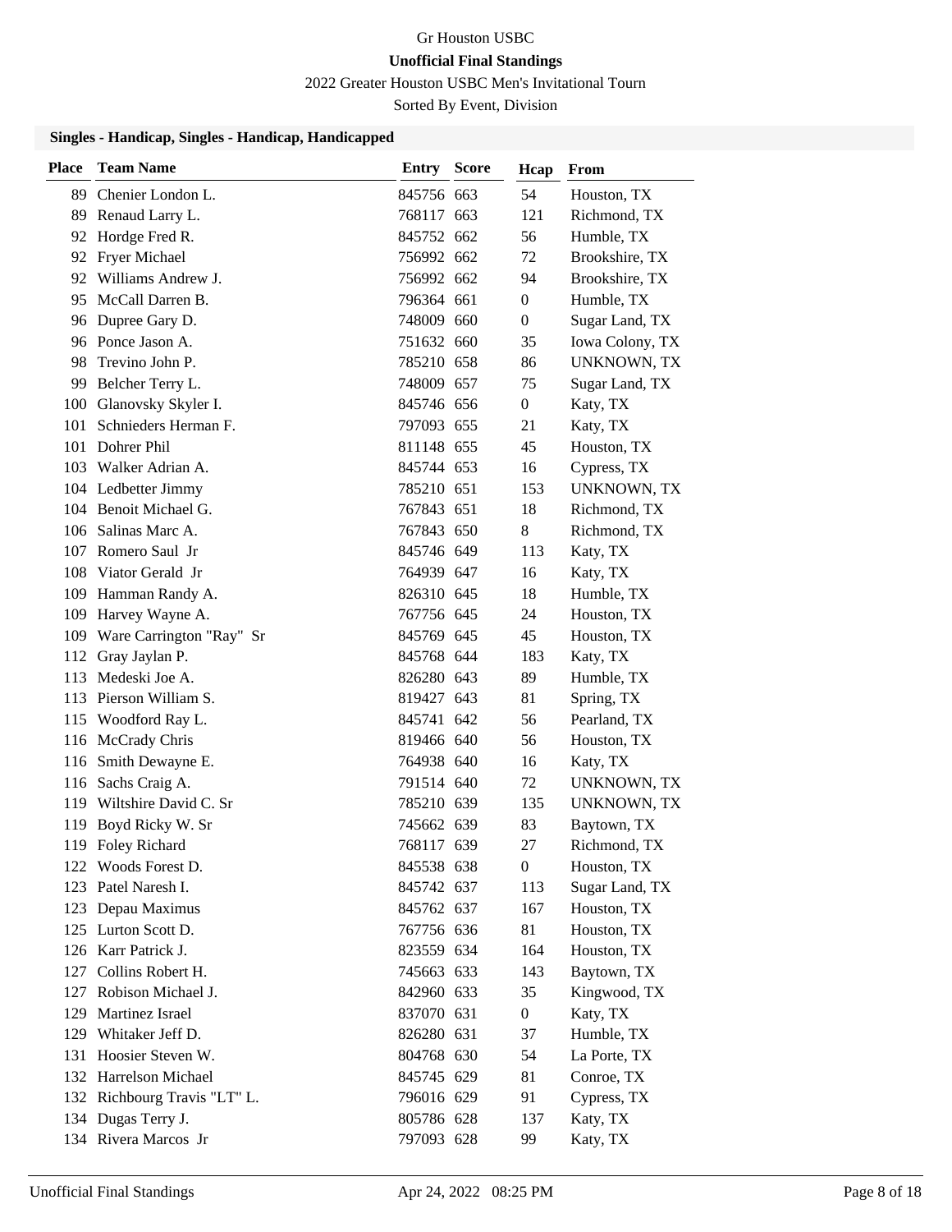Gr Houston USBC

**Unofficial Final Standings**

2022 Greater Houston USBC Men's Invitational Tourn

Sorted By Event, Division

### Singles - Handicap, Singles - Handicap, Handicapped

| Place | Team Name | Entry | Score | Hcap | From |
|---|---|---|---|---|---|
| 89 | Chenier London L. | 845756 | 663 | 54 | Houston, TX |
| 89 | Renaud Larry L. | 768117 | 663 | 121 | Richmond, TX |
| 92 | Hordge Fred R. | 845752 | 662 | 56 | Humble, TX |
| 92 | Fryer Michael | 756992 | 662 | 72 | Brookshire, TX |
| 92 | Williams Andrew J. | 756992 | 662 | 94 | Brookshire, TX |
| 95 | McCall Darren B. | 796364 | 661 | 0 | Humble, TX |
| 96 | Dupree Gary D. | 748009 | 660 | 0 | Sugar Land, TX |
| 96 | Ponce Jason A. | 751632 | 660 | 35 | Iowa Colony, TX |
| 98 | Trevino John P. | 785210 | 658 | 86 | UNKNOWN, TX |
| 99 | Belcher Terry L. | 748009 | 657 | 75 | Sugar Land, TX |
| 100 | Glanovsky Skyler I. | 845746 | 656 | 0 | Katy, TX |
| 101 | Schnieders Herman F. | 797093 | 655 | 21 | Katy, TX |
| 101 | Dohrer Phil | 811148 | 655 | 45 | Houston, TX |
| 103 | Walker Adrian A. | 845744 | 653 | 16 | Cypress, TX |
| 104 | Ledbetter Jimmy | 785210 | 651 | 153 | UNKNOWN, TX |
| 104 | Benoit Michael G. | 767843 | 651 | 18 | Richmond, TX |
| 106 | Salinas Marc A. | 767843 | 650 | 8 | Richmond, TX |
| 107 | Romero Saul Jr | 845746 | 649 | 113 | Katy, TX |
| 108 | Viator Gerald Jr | 764939 | 647 | 16 | Katy, TX |
| 109 | Hamman Randy A. | 826310 | 645 | 18 | Humble, TX |
| 109 | Harvey Wayne A. | 767756 | 645 | 24 | Houston, TX |
| 109 | Ware Carrington "Ray" Sr | 845769 | 645 | 45 | Houston, TX |
| 112 | Gray Jaylan P. | 845768 | 644 | 183 | Katy, TX |
| 113 | Medeski Joe A. | 826280 | 643 | 89 | Humble, TX |
| 113 | Pierson William S. | 819427 | 643 | 81 | Spring, TX |
| 115 | Woodford Ray L. | 845741 | 642 | 56 | Pearland, TX |
| 116 | McCrady Chris | 819466 | 640 | 56 | Houston, TX |
| 116 | Smith Dewayne E. | 764938 | 640 | 16 | Katy, TX |
| 116 | Sachs Craig A. | 791514 | 640 | 72 | UNKNOWN, TX |
| 119 | Wiltshire David C. Sr | 785210 | 639 | 135 | UNKNOWN, TX |
| 119 | Boyd Ricky W. Sr | 745662 | 639 | 83 | Baytown, TX |
| 119 | Foley Richard | 768117 | 639 | 27 | Richmond, TX |
| 122 | Woods Forest D. | 845538 | 638 | 0 | Houston, TX |
| 123 | Patel Naresh I. | 845742 | 637 | 113 | Sugar Land, TX |
| 123 | Depau Maximus | 845762 | 637 | 167 | Houston, TX |
| 125 | Lurton Scott D. | 767756 | 636 | 81 | Houston, TX |
| 126 | Karr Patrick J. | 823559 | 634 | 164 | Houston, TX |
| 127 | Collins Robert H. | 745663 | 633 | 143 | Baytown, TX |
| 127 | Robison Michael J. | 842960 | 633 | 35 | Kingwood, TX |
| 129 | Martinez Israel | 837070 | 631 | 0 | Katy, TX |
| 129 | Whitaker Jeff D. | 826280 | 631 | 37 | Humble, TX |
| 131 | Hoosier Steven W. | 804768 | 630 | 54 | La Porte, TX |
| 132 | Harrelson Michael | 845745 | 629 | 81 | Conroe, TX |
| 132 | Richbourg Travis "LT" L. | 796016 | 629 | 91 | Cypress, TX |
| 134 | Dugas Terry J. | 805786 | 628 | 137 | Katy, TX |
| 134 | Rivera Marcos Jr | 797093 | 628 | 99 | Katy, TX |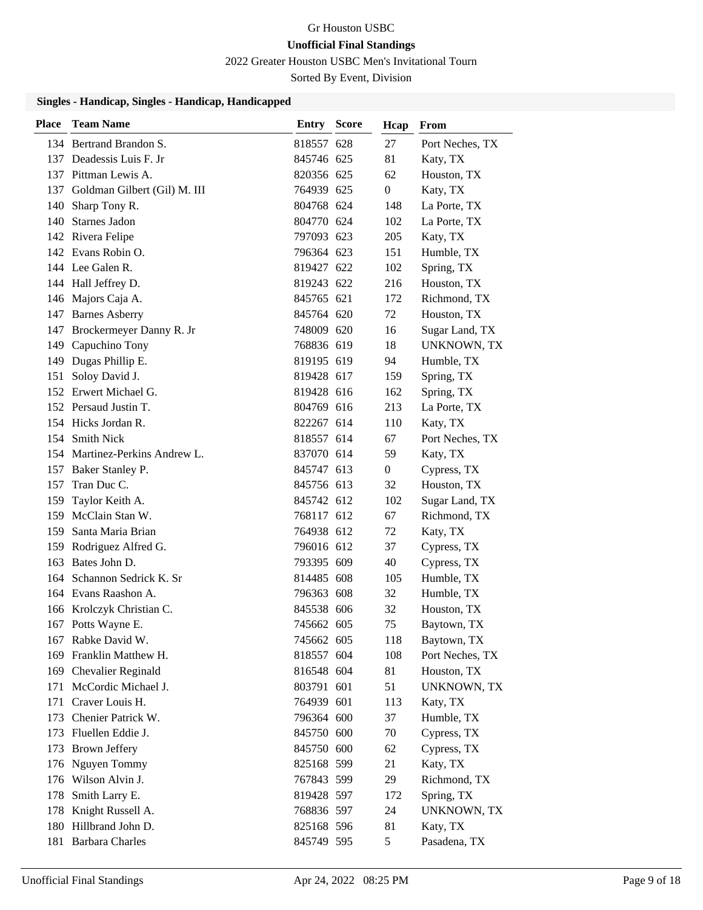# Gr Houston USBC

**Unofficial Final Standings**

2022 Greater Houston USBC Men's Invitational Tourn

Sorted By Event, Division

### Singles - Handicap, Singles - Handicap, Handicapped

| Place | Team Name | Entry | Score | Hcap | From |
|---|---|---|---|---|---|
| 134 | Bertrand Brandon S. | 818557 | 628 | 27 | Port Neches, TX |
| 137 | Deadessis Luis F. Jr | 845746 | 625 | 81 | Katy, TX |
| 137 | Pittman Lewis A. | 820356 | 625 | 62 | Houston, TX |
| 137 | Goldman Gilbert (Gil) M. III | 764939 | 625 | 0 | Katy, TX |
| 140 | Sharp Tony R. | 804768 | 624 | 148 | La Porte, TX |
| 140 | Starnes Jadon | 804770 | 624 | 102 | La Porte, TX |
| 142 | Rivera Felipe | 797093 | 623 | 205 | Katy, TX |
| 142 | Evans Robin O. | 796364 | 623 | 151 | Humble, TX |
| 144 | Lee Galen R. | 819427 | 622 | 102 | Spring, TX |
| 144 | Hall Jeffrey D. | 819243 | 622 | 216 | Houston, TX |
| 146 | Majors Caja A. | 845765 | 621 | 172 | Richmond, TX |
| 147 | Barnes Asberry | 845764 | 620 | 72 | Houston, TX |
| 147 | Brockermeyer Danny R. Jr | 748009 | 620 | 16 | Sugar Land, TX |
| 149 | Capuchino Tony | 768836 | 619 | 18 | UNKNOWN, TX |
| 149 | Dugas Phillip E. | 819195 | 619 | 94 | Humble, TX |
| 151 | Soloy David J. | 819428 | 617 | 159 | Spring, TX |
| 152 | Erwert Michael G. | 819428 | 616 | 162 | Spring, TX |
| 152 | Persaud Justin T. | 804769 | 616 | 213 | La Porte, TX |
| 154 | Hicks Jordan R. | 822267 | 614 | 110 | Katy, TX |
| 154 | Smith Nick | 818557 | 614 | 67 | Port Neches, TX |
| 154 | Martinez-Perkins Andrew L. | 837070 | 614 | 59 | Katy, TX |
| 157 | Baker Stanley P. | 845747 | 613 | 0 | Cypress, TX |
| 157 | Tran Duc C. | 845756 | 613 | 32 | Houston, TX |
| 159 | Taylor Keith A. | 845742 | 612 | 102 | Sugar Land, TX |
| 159 | McClain Stan W. | 768117 | 612 | 67 | Richmond, TX |
| 159 | Santa Maria Brian | 764938 | 612 | 72 | Katy, TX |
| 159 | Rodriguez Alfred G. | 796016 | 612 | 37 | Cypress, TX |
| 163 | Bates John D. | 793395 | 609 | 40 | Cypress, TX |
| 164 | Schannon Sedrick K. Sr | 814485 | 608 | 105 | Humble, TX |
| 164 | Evans Raashon A. | 796363 | 608 | 32 | Humble, TX |
| 166 | Krolczyk Christian C. | 845538 | 606 | 32 | Houston, TX |
| 167 | Potts Wayne E. | 745662 | 605 | 75 | Baytown, TX |
| 167 | Rabke David W. | 745662 | 605 | 118 | Baytown, TX |
| 169 | Franklin Matthew H. | 818557 | 604 | 108 | Port Neches, TX |
| 169 | Chevalier Reginald | 816548 | 604 | 81 | Houston, TX |
| 171 | McCordic Michael J. | 803791 | 601 | 51 | UNKNOWN, TX |
| 171 | Craver Louis H. | 764939 | 601 | 113 | Katy, TX |
| 173 | Chenier Patrick W. | 796364 | 600 | 37 | Humble, TX |
| 173 | Fluellen Eddie J. | 845750 | 600 | 70 | Cypress, TX |
| 173 | Brown Jeffery | 845750 | 600 | 62 | Cypress, TX |
| 176 | Nguyen Tommy | 825168 | 599 | 21 | Katy, TX |
| 176 | Wilson Alvin J. | 767843 | 599 | 29 | Richmond, TX |
| 178 | Smith Larry E. | 819428 | 597 | 172 | Spring, TX |
| 178 | Knight Russell A. | 768836 | 597 | 24 | UNKNOWN, TX |
| 180 | Hillbrand John D. | 825168 | 596 | 81 | Katy, TX |
| 181 | Barbara Charles | 845749 | 595 | 5 | Pasadena, TX |

Unofficial Final Standings Apr 24, 2022 08:25 PM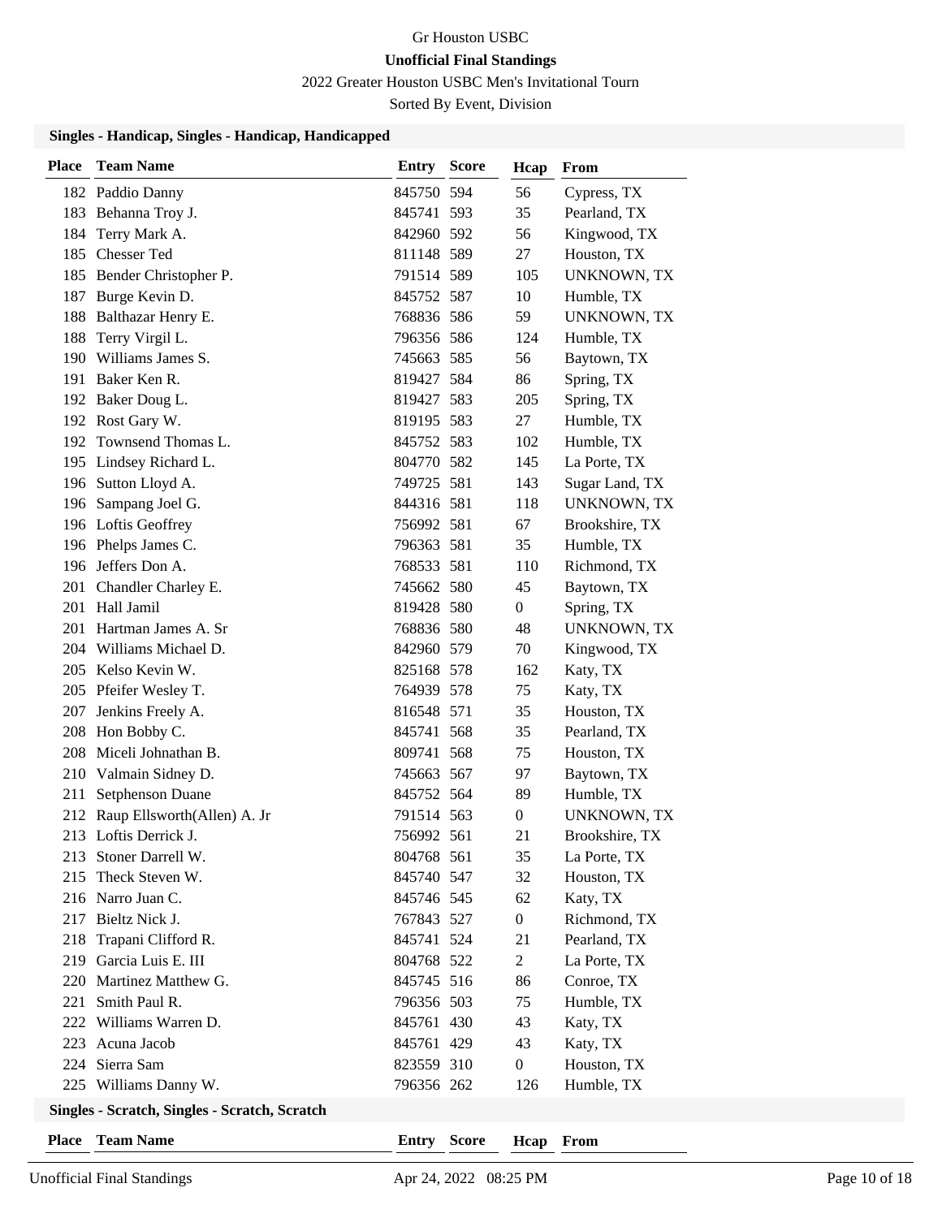Gr Houston USBC

**Unofficial Final Standings**

2022 Greater Houston USBC Men's Invitational Tourn

Sorted By Event, Division

### Singles - Handicap, Singles - Handicap, Handicapped

| Place | Team Name | Entry | Score | Hcap | From |
|---|---|---|---|---|---|
| 182 | Paddio Danny | 845750 | 594 | 56 | Cypress, TX |
| 183 | Behanna Troy J. | 845741 | 593 | 35 | Pearland, TX |
| 184 | Terry Mark A. | 842960 | 592 | 56 | Kingwood, TX |
| 185 | Chesser Ted | 811148 | 589 | 27 | Houston, TX |
| 185 | Bender Christopher P. | 791514 | 589 | 105 | UNKNOWN, TX |
| 187 | Burge Kevin D. | 845752 | 587 | 10 | Humble, TX |
| 188 | Balthazar Henry E. | 768836 | 586 | 59 | UNKNOWN, TX |
| 188 | Terry Virgil L. | 796356 | 586 | 124 | Humble, TX |
| 190 | Williams James S. | 745663 | 585 | 56 | Baytown, TX |
| 191 | Baker Ken R. | 819427 | 584 | 86 | Spring, TX |
| 192 | Baker Doug L. | 819427 | 583 | 205 | Spring, TX |
| 192 | Rost Gary W. | 819195 | 583 | 27 | Humble, TX |
| 192 | Townsend Thomas L. | 845752 | 583 | 102 | Humble, TX |
| 195 | Lindsey Richard L. | 804770 | 582 | 145 | La Porte, TX |
| 196 | Sutton Lloyd A. | 749725 | 581 | 143 | Sugar Land, TX |
| 196 | Sampang Joel G. | 844316 | 581 | 118 | UNKNOWN, TX |
| 196 | Loftis Geoffrey | 756992 | 581 | 67 | Brookshire, TX |
| 196 | Phelps James C. | 796363 | 581 | 35 | Humble, TX |
| 196 | Jeffers Don A. | 768533 | 581 | 110 | Richmond, TX |
| 201 | Chandler Charley E. | 745662 | 580 | 45 | Baytown, TX |
| 201 | Hall Jamil | 819428 | 580 | 0 | Spring, TX |
| 201 | Hartman James A. Sr | 768836 | 580 | 48 | UNKNOWN, TX |
| 204 | Williams Michael D. | 842960 | 579 | 70 | Kingwood, TX |
| 205 | Kelso Kevin W. | 825168 | 578 | 162 | Katy, TX |
| 205 | Pfeifer Wesley T. | 764939 | 578 | 75 | Katy, TX |
| 207 | Jenkins Freely A. | 816548 | 571 | 35 | Houston, TX |
| 208 | Hon Bobby C. | 845741 | 568 | 35 | Pearland, TX |
| 208 | Miceli Johnathan B. | 809741 | 568 | 75 | Houston, TX |
| 210 | Valmain Sidney D. | 745663 | 567 | 97 | Baytown, TX |
| 211 | Setphenson Duane | 845752 | 564 | 89 | Humble, TX |
| 212 | Raup Ellsworth(Allen) A. Jr | 791514 | 563 | 0 | UNKNOWN, TX |
| 213 | Loftis Derrick J. | 756992 | 561 | 21 | Brookshire, TX |
| 213 | Stoner Darrell W. | 804768 | 561 | 35 | La Porte, TX |
| 215 | Theck Steven W. | 845740 | 547 | 32 | Houston, TX |
| 216 | Narro Juan C. | 845746 | 545 | 62 | Katy, TX |
| 217 | Bieltz Nick J. | 767843 | 527 | 0 | Richmond, TX |
| 218 | Trapani Clifford R. | 845741 | 524 | 21 | Pearland, TX |
| 219 | Garcia Luis E. III | 804768 | 522 | 2 | La Porte, TX |
| 220 | Martinez Matthew G. | 845745 | 516 | 86 | Conroe, TX |
| 221 | Smith Paul R. | 796356 | 503 | 75 | Humble, TX |
| 222 | Williams Warren D. | 845761 | 430 | 43 | Katy, TX |
| 223 | Acuna Jacob | 845761 | 429 | 43 | Katy, TX |
| 224 | Sierra Sam | 823559 | 310 | 0 | Houston, TX |
| 225 | Williams Danny W. | 796356 | 262 | 126 | Humble, TX |

### Singles - Scratch, Singles - Scratch, Scratch

| Place | Team Name | Entry | Score | Hcap | From |
|---|---|---|---|---|---|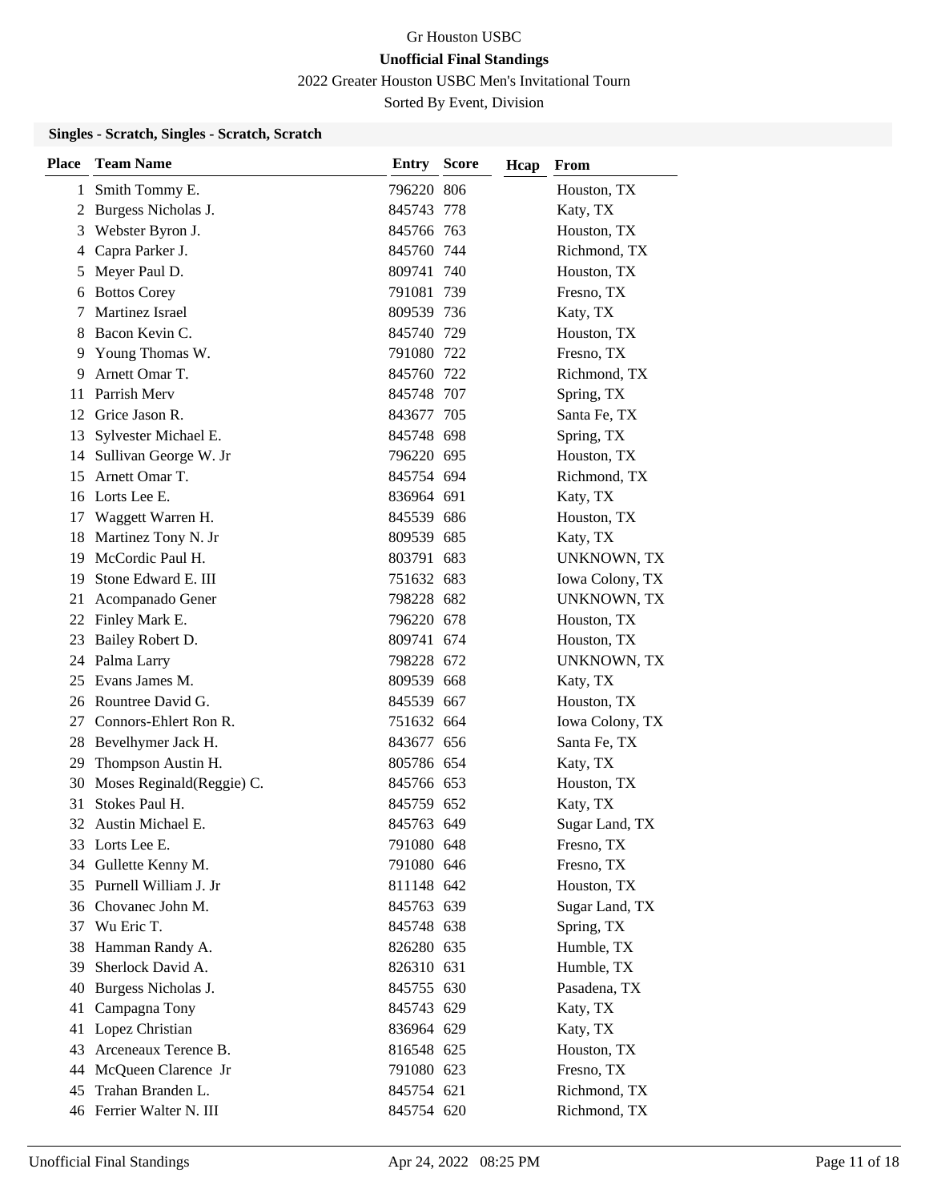Gr Houston USBC

**Unofficial Final Standings**

2022 Greater Houston USBC Men's Invitational Tourn

Sorted By Event, Division

### Singles - Scratch, Singles - Scratch, Scratch

| Place | Team Name | Entry | Score | Hcap | From |
|---|---|---|---|---|---|
| 1 | Smith Tommy E. | 796220 | 806 | | Houston, TX |
| 2 | Burgess Nicholas J. | 845743 | 778 | | Katy, TX |
| 3 | Webster Byron J. | 845766 | 763 | | Houston, TX |
| 4 | Capra Parker J. | 845760 | 744 | | Richmond, TX |
| 5 | Meyer Paul D. | 809741 | 740 | | Houston, TX |
| 6 | Bottos Corey | 791081 | 739 | | Fresno, TX |
| 7 | Martinez Israel | 809539 | 736 | | Katy, TX |
| 8 | Bacon Kevin C. | 845740 | 729 | | Houston, TX |
| 9 | Young Thomas W. | 791080 | 722 | | Fresno, TX |
| 9 | Arnett Omar T. | 845760 | 722 | | Richmond, TX |
| 11 | Parrish Merv | 845748 | 707 | | Spring, TX |
| 12 | Grice Jason R. | 843677 | 705 | | Santa Fe, TX |
| 13 | Sylvester Michael E. | 845748 | 698 | | Spring, TX |
| 14 | Sullivan George W. Jr | 796220 | 695 | | Houston, TX |
| 15 | Arnett Omar T. | 845754 | 694 | | Richmond, TX |
| 16 | Lorts Lee E. | 836964 | 691 | | Katy, TX |
| 17 | Waggett Warren H. | 845539 | 686 | | Houston, TX |
| 18 | Martinez Tony N. Jr | 809539 | 685 | | Katy, TX |
| 19 | McCordic Paul H. | 803791 | 683 | | UNKNOWN, TX |
| 19 | Stone Edward E. III | 751632 | 683 | | Iowa Colony, TX |
| 21 | Acompanado Gener | 798228 | 682 | | UNKNOWN, TX |
| 22 | Finley Mark E. | 796220 | 678 | | Houston, TX |
| 23 | Bailey Robert D. | 809741 | 674 | | Houston, TX |
| 24 | Palma Larry | 798228 | 672 | | UNKNOWN, TX |
| 25 | Evans James M. | 809539 | 668 | | Katy, TX |
| 26 | Rountree David G. | 845539 | 667 | | Houston, TX |
| 27 | Connors-Ehlert Ron R. | 751632 | 664 | | Iowa Colony, TX |
| 28 | Bevelhymer Jack H. | 843677 | 656 | | Santa Fe, TX |
| 29 | Thompson Austin H. | 805786 | 654 | | Katy, TX |
| 30 | Moses Reginald(Reggie) C. | 845766 | 653 | | Houston, TX |
| 31 | Stokes Paul H. | 845759 | 652 | | Katy, TX |
| 32 | Austin Michael E. | 845763 | 649 | | Sugar Land, TX |
| 33 | Lorts Lee E. | 791080 | 648 | | Fresno, TX |
| 34 | Gullette Kenny M. | 791080 | 646 | | Fresno, TX |
| 35 | Purnell William J. Jr | 811148 | 642 | | Houston, TX |
| 36 | Chovanec John M. | 845763 | 639 | | Sugar Land, TX |
| 37 | Wu Eric T. | 845748 | 638 | | Spring, TX |
| 38 | Hamman Randy A. | 826280 | 635 | | Humble, TX |
| 39 | Sherlock David A. | 826310 | 631 | | Humble, TX |
| 40 | Burgess Nicholas J. | 845755 | 630 | | Pasadena, TX |
| 41 | Campagna Tony | 845743 | 629 | | Katy, TX |
| 41 | Lopez Christian | 836964 | 629 | | Katy, TX |
| 43 | Arceneaux Terence B. | 816548 | 625 | | Houston, TX |
| 44 | McQueen Clarence Jr | 791080 | 623 | | Fresno, TX |
| 45 | Trahan Branden L. | 845754 | 621 | | Richmond, TX |
| 46 | Ferrier Walter N. III | 845754 | 620 | | Richmond, TX |

Unofficial Final Standings Apr 24, 2022 08:25 PM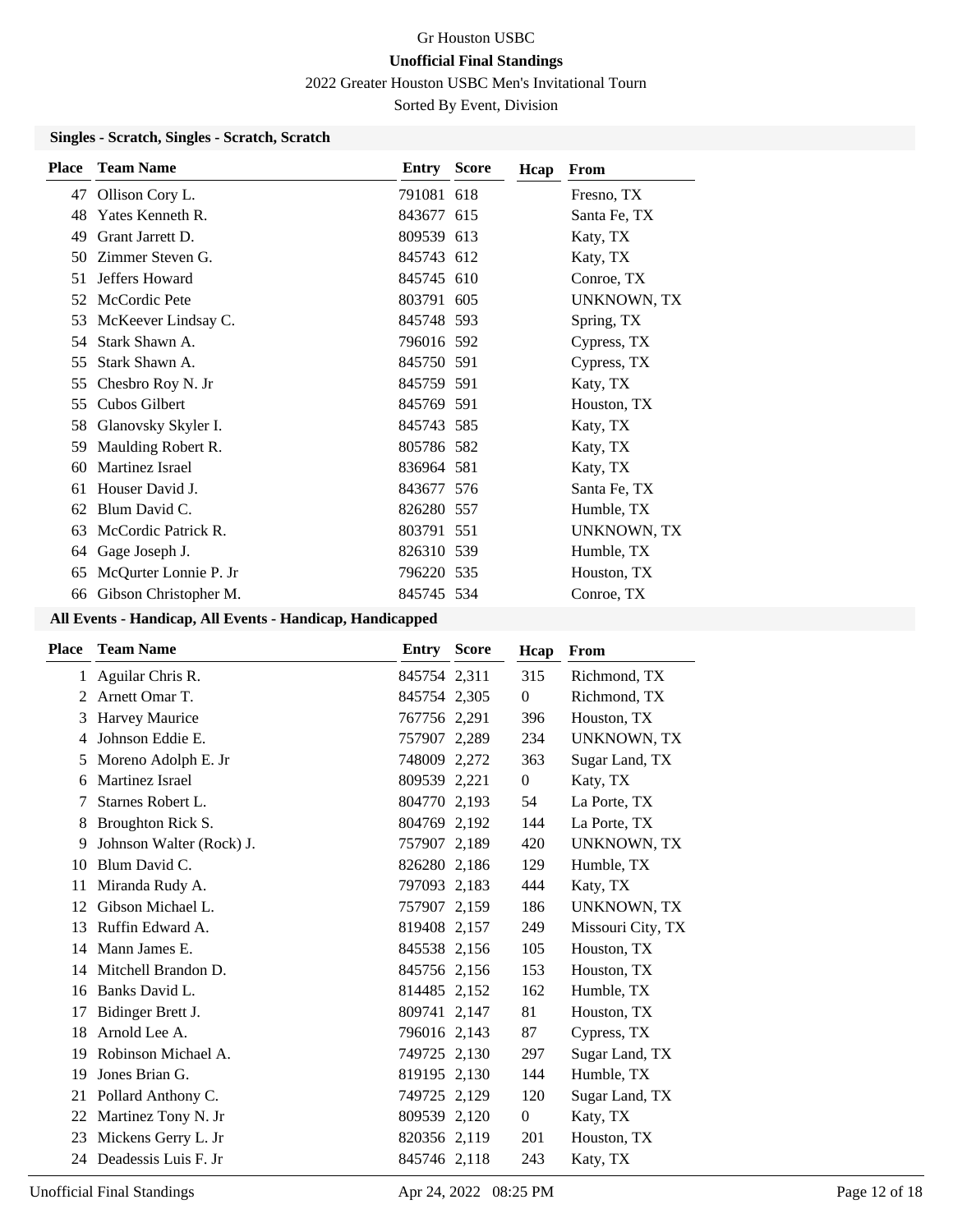# Gr Houston USBC

**Unofficial Final Standings**

2022 Greater Houston USBC Men's Invitational Tourn

Sorted By Event, Division

### Singles - Scratch, Singles - Scratch, Scratch

| Place | Team Name | Entry | Score | Hcap | From |
|---|---|---|---|---|---|
| 47 | Ollison Cory L. | 791081 | 618 | | Fresno, TX |
| 48 | Yates Kenneth R. | 843677 | 615 | | Santa Fe, TX |
| 49 | Grant Jarrett D. | 809539 | 613 | | Katy, TX |
| 50 | Zimmer Steven G. | 845743 | 612 | | Katy, TX |
| 51 | Jeffers Howard | 845745 | 610 | | Conroe, TX |
| 52 | McCordic Pete | 803791 | 605 | | UNKNOWN, TX |
| 53 | McKeever Lindsay C. | 845748 | 593 | | Spring, TX |
| 54 | Stark Shawn A. | 796016 | 592 | | Cypress, TX |
| 55 | Stark Shawn A. | 845750 | 591 | | Cypress, TX |
| 55 | Chesbro Roy N. Jr | 845759 | 591 | | Katy, TX |
| 55 | Cubos Gilbert | 845769 | 591 | | Houston, TX |
| 58 | Glanovsky Skyler I. | 845743 | 585 | | Katy, TX |
| 59 | Maulding Robert R. | 805786 | 582 | | Katy, TX |
| 60 | Martinez Israel | 836964 | 581 | | Katy, TX |
| 61 | Houser David J. | 843677 | 576 | | Santa Fe, TX |
| 62 | Blum David C. | 826280 | 557 | | Humble, TX |
| 63 | McCordic Patrick R. | 803791 | 551 | | UNKNOWN, TX |
| 64 | Gage Joseph J. | 826310 | 539 | | Humble, TX |
| 65 | McQurter Lonnie P. Jr | 796220 | 535 | | Houston, TX |
| 66 | Gibson Christopher M. | 845745 | 534 | | Conroe, TX |

### All Events - Handicap, All Events - Handicap, Handicapped

| Place | Team Name | Entry | Score | Hcap | From |
|---|---|---|---|---|---|
| 1 | Aguilar Chris R. | 845754 | 2,311 | 315 | Richmond, TX |
| 2 | Arnett Omar T. | 845754 | 2,305 | 0 | Richmond, TX |
| 3 | Harvey Maurice | 767756 | 2,291 | 396 | Houston, TX |
| 4 | Johnson Eddie E. | 757907 | 2,289 | 234 | UNKNOWN, TX |
| 5 | Moreno Adolph E. Jr | 748009 | 2,272 | 363 | Sugar Land, TX |
| 6 | Martinez Israel | 809539 | 2,221 | 0 | Katy, TX |
| 7 | Starnes Robert L. | 804770 | 2,193 | 54 | La Porte, TX |
| 8 | Broughton Rick S. | 804769 | 2,192 | 144 | La Porte, TX |
| 9 | Johnson Walter (Rock) J. | 757907 | 2,189 | 420 | UNKNOWN, TX |
| 10 | Blum David C. | 826280 | 2,186 | 129 | Humble, TX |
| 11 | Miranda Rudy A. | 797093 | 2,183 | 444 | Katy, TX |
| 12 | Gibson Michael L. | 757907 | 2,159 | 186 | UNKNOWN, TX |
| 13 | Ruffin Edward A. | 819408 | 2,157 | 249 | Missouri City, TX |
| 14 | Mann James E. | 845538 | 2,156 | 105 | Houston, TX |
| 14 | Mitchell Brandon D. | 845756 | 2,156 | 153 | Houston, TX |
| 16 | Banks David L. | 814485 | 2,152 | 162 | Humble, TX |
| 17 | Bidinger Brett J. | 809741 | 2,147 | 81 | Houston, TX |
| 18 | Arnold Lee A. | 796016 | 2,143 | 87 | Cypress, TX |
| 19 | Robinson Michael A. | 749725 | 2,130 | 297 | Sugar Land, TX |
| 19 | Jones Brian G. | 819195 | 2,130 | 144 | Humble, TX |
| 21 | Pollard Anthony C. | 749725 | 2,129 | 120 | Sugar Land, TX |
| 22 | Martinez Tony N. Jr | 809539 | 2,120 | 0 | Katy, TX |
| 23 | Mickens Gerry L. Jr | 820356 | 2,119 | 201 | Houston, TX |
| 24 | Deadessis Luis F. Jr | 845746 | 2,118 | 243 | Katy, TX |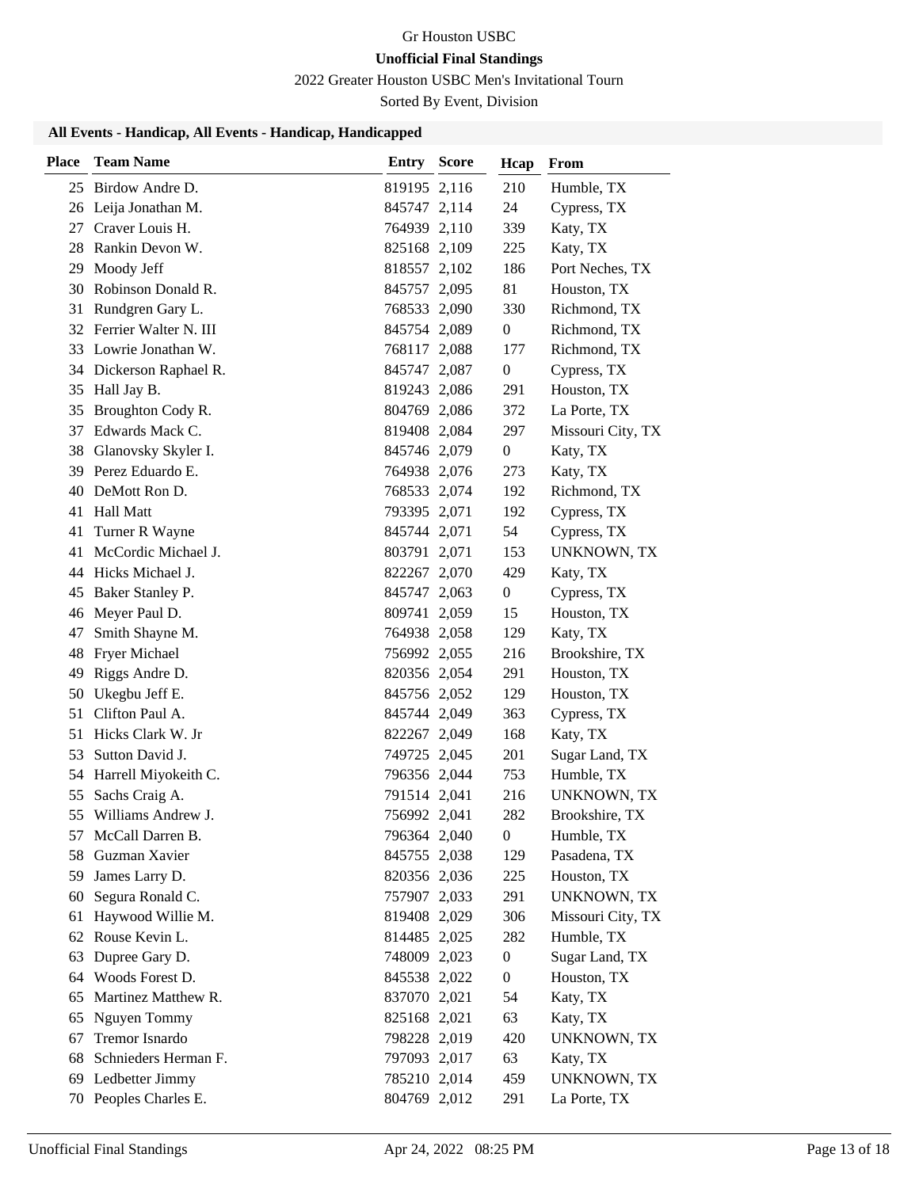Gr Houston USBC

**Unofficial Final Standings**

2022 Greater Houston USBC Men's Invitational Tourn

Sorted By Event, Division

### All Events - Handicap, All Events - Handicap, Handicapped

| Place | Team Name | Entry | Score | Hcap | From |
|---|---|---|---|---|---|
| 25 | Birdow Andre D. | 819195 | 2,116 | 210 | Humble, TX |
| 26 | Leija Jonathan M. | 845747 | 2,114 | 24 | Cypress, TX |
| 27 | Craver Louis H. | 764939 | 2,110 | 339 | Katy, TX |
| 28 | Rankin Devon W. | 825168 | 2,109 | 225 | Katy, TX |
| 29 | Moody Jeff | 818557 | 2,102 | 186 | Port Neches, TX |
| 30 | Robinson Donald R. | 845757 | 2,095 | 81 | Houston, TX |
| 31 | Rundgren Gary L. | 768533 | 2,090 | 330 | Richmond, TX |
| 32 | Ferrier Walter N. III | 845754 | 2,089 | 0 | Richmond, TX |
| 33 | Lowrie Jonathan W. | 768117 | 2,088 | 177 | Richmond, TX |
| 34 | Dickerson Raphael R. | 845747 | 2,087 | 0 | Cypress, TX |
| 35 | Hall Jay B. | 819243 | 2,086 | 291 | Houston, TX |
| 35 | Broughton Cody R. | 804769 | 2,086 | 372 | La Porte, TX |
| 37 | Edwards Mack C. | 819408 | 2,084 | 297 | Missouri City, TX |
| 38 | Glanovsky Skyler I. | 845746 | 2,079 | 0 | Katy, TX |
| 39 | Perez Eduardo E. | 764938 | 2,076 | 273 | Katy, TX |
| 40 | DeMott Ron D. | 768533 | 2,074 | 192 | Richmond, TX |
| 41 | Hall Matt | 793395 | 2,071 | 192 | Cypress, TX |
| 41 | Turner R Wayne | 845744 | 2,071 | 54 | Cypress, TX |
| 41 | McCordic Michael J. | 803791 | 2,071 | 153 | UNKNOWN, TX |
| 44 | Hicks Michael J. | 822267 | 2,070 | 429 | Katy, TX |
| 45 | Baker Stanley P. | 845747 | 2,063 | 0 | Cypress, TX |
| 46 | Meyer Paul D. | 809741 | 2,059 | 15 | Houston, TX |
| 47 | Smith Shayne M. | 764938 | 2,058 | 129 | Katy, TX |
| 48 | Fryer Michael | 756992 | 2,055 | 216 | Brookshire, TX |
| 49 | Riggs Andre D. | 820356 | 2,054 | 291 | Houston, TX |
| 50 | Ukegbu Jeff E. | 845756 | 2,052 | 129 | Houston, TX |
| 51 | Clifton Paul A. | 845744 | 2,049 | 363 | Cypress, TX |
| 51 | Hicks Clark W. Jr | 822267 | 2,049 | 168 | Katy, TX |
| 53 | Sutton David J. | 749725 | 2,045 | 201 | Sugar Land, TX |
| 54 | Harrell Miyokeith C. | 796356 | 2,044 | 753 | Humble, TX |
| 55 | Sachs Craig A. | 791514 | 2,041 | 216 | UNKNOWN, TX |
| 55 | Williams Andrew J. | 756992 | 2,041 | 282 | Brookshire, TX |
| 57 | McCall Darren B. | 796364 | 2,040 | 0 | Humble, TX |
| 58 | Guzman Xavier | 845755 | 2,038 | 129 | Pasadena, TX |
| 59 | James Larry D. | 820356 | 2,036 | 225 | Houston, TX |
| 60 | Segura Ronald C. | 757907 | 2,033 | 291 | UNKNOWN, TX |
| 61 | Haywood Willie M. | 819408 | 2,029 | 306 | Missouri City, TX |
| 62 | Rouse Kevin L. | 814485 | 2,025 | 282 | Humble, TX |
| 63 | Dupree Gary D. | 748009 | 2,023 | 0 | Sugar Land, TX |
| 64 | Woods Forest D. | 845538 | 2,022 | 0 | Houston, TX |
| 65 | Martinez Matthew R. | 837070 | 2,021 | 54 | Katy, TX |
| 65 | Nguyen Tommy | 825168 | 2,021 | 63 | Katy, TX |
| 67 | Tremor Isnardo | 798228 | 2,019 | 420 | UNKNOWN, TX |
| 68 | Schnieders Herman F. | 797093 | 2,017 | 63 | Katy, TX |
| 69 | Ledbetter Jimmy | 785210 | 2,014 | 459 | UNKNOWN, TX |
| 70 | Peoples Charles E. | 804769 | 2,012 | 291 | La Porte, TX |

Unofficial Final Standings — Apr 24, 2022 08:25 PM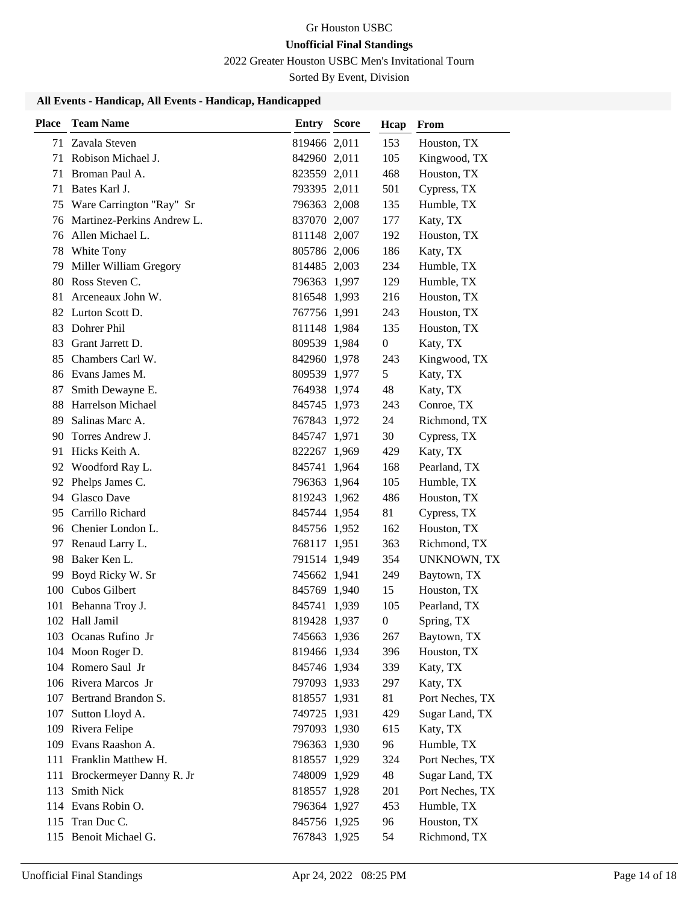Gr Houston USBC

**Unofficial Final Standings**

2022 Greater Houston USBC Men's Invitational Tourn

Sorted By Event, Division

### All Events - Handicap, All Events - Handicap, Handicapped

| Place | Team Name | Entry | Score | Hcap | From |
|---|---|---|---|---|---|
| 71 | Zavala Steven | 819466 | 2,011 | 153 | Houston, TX |
| 71 | Robison Michael J. | 842960 | 2,011 | 105 | Kingwood, TX |
| 71 | Broman Paul A. | 823559 | 2,011 | 468 | Houston, TX |
| 71 | Bates Karl J. | 793395 | 2,011 | 501 | Cypress, TX |
| 75 | Ware Carrington "Ray" Sr | 796363 | 2,008 | 135 | Humble, TX |
| 76 | Martinez-Perkins Andrew L. | 837070 | 2,007 | 177 | Katy, TX |
| 76 | Allen Michael L. | 811148 | 2,007 | 192 | Houston, TX |
| 78 | White Tony | 805786 | 2,006 | 186 | Katy, TX |
| 79 | Miller William Gregory | 814485 | 2,003 | 234 | Humble, TX |
| 80 | Ross Steven C. | 796363 | 1,997 | 129 | Humble, TX |
| 81 | Arceneaux John W. | 816548 | 1,993 | 216 | Houston, TX |
| 82 | Lurton Scott D. | 767756 | 1,991 | 243 | Houston, TX |
| 83 | Dohrer Phil | 811148 | 1,984 | 135 | Houston, TX |
| 83 | Grant Jarrett D. | 809539 | 1,984 | 0 | Katy, TX |
| 85 | Chambers Carl W. | 842960 | 1,978 | 243 | Kingwood, TX |
| 86 | Evans James M. | 809539 | 1,977 | 5 | Katy, TX |
| 87 | Smith Dewayne E. | 764938 | 1,974 | 48 | Katy, TX |
| 88 | Harrelson Michael | 845745 | 1,973 | 243 | Conroe, TX |
| 89 | Salinas Marc A. | 767843 | 1,972 | 24 | Richmond, TX |
| 90 | Torres Andrew J. | 845747 | 1,971 | 30 | Cypress, TX |
| 91 | Hicks Keith A. | 822267 | 1,969 | 429 | Katy, TX |
| 92 | Woodford Ray L. | 845741 | 1,964 | 168 | Pearland, TX |
| 92 | Phelps James C. | 796363 | 1,964 | 105 | Humble, TX |
| 94 | Glasco Dave | 819243 | 1,962 | 486 | Houston, TX |
| 95 | Carrillo Richard | 845744 | 1,954 | 81 | Cypress, TX |
| 96 | Chenier London L. | 845756 | 1,952 | 162 | Houston, TX |
| 97 | Renaud Larry L. | 768117 | 1,951 | 363 | Richmond, TX |
| 98 | Baker Ken L. | 791514 | 1,949 | 354 | UNKNOWN, TX |
| 99 | Boyd Ricky W. Sr | 745662 | 1,941 | 249 | Baytown, TX |
| 100 | Cubos Gilbert | 845769 | 1,940 | 15 | Houston, TX |
| 101 | Behanna Troy J. | 845741 | 1,939 | 105 | Pearland, TX |
| 102 | Hall Jamil | 819428 | 1,937 | 0 | Spring, TX |
| 103 | Ocanas Rufino Jr | 745663 | 1,936 | 267 | Baytown, TX |
| 104 | Moon Roger D. | 819466 | 1,934 | 396 | Houston, TX |
| 104 | Romero Saul Jr | 845746 | 1,934 | 339 | Katy, TX |
| 106 | Rivera Marcos Jr | 797093 | 1,933 | 297 | Katy, TX |
| 107 | Bertrand Brandon S. | 818557 | 1,931 | 81 | Port Neches, TX |
| 107 | Sutton Lloyd A. | 749725 | 1,931 | 429 | Sugar Land, TX |
| 109 | Rivera Felipe | 797093 | 1,930 | 615 | Katy, TX |
| 109 | Evans Raashon A. | 796363 | 1,930 | 96 | Humble, TX |
| 111 | Franklin Matthew H. | 818557 | 1,929 | 324 | Port Neches, TX |
| 111 | Brockermeyer Danny R. Jr | 748009 | 1,929 | 48 | Sugar Land, TX |
| 113 | Smith Nick | 818557 | 1,928 | 201 | Port Neches, TX |
| 114 | Evans Robin O. | 796364 | 1,927 | 453 | Humble, TX |
| 115 | Tran Duc C. | 845756 | 1,925 | 96 | Houston, TX |
| 115 | Benoit Michael G. | 767843 | 1,925 | 54 | Richmond, TX |

Unofficial Final Standings — Apr 24, 2022 08:25 PM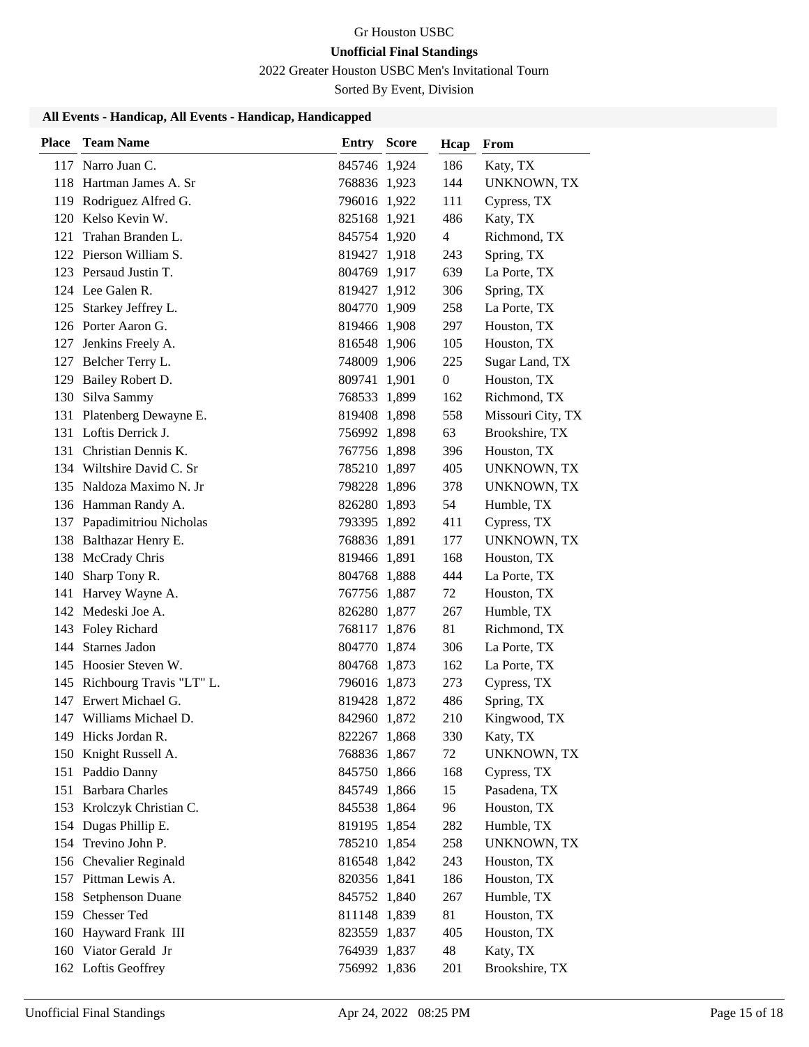Gr Houston USBC

**Unofficial Final Standings**

2022 Greater Houston USBC Men's Invitational Tourn

Sorted By Event, Division

### All Events - Handicap, All Events - Handicap, Handicapped

| Place | Team Name | Entry | Score | Hcap | From |
|---|---|---|---|---|---|
| 117 | Narro Juan C. | 845746 | 1,924 | 186 | Katy, TX |
| 118 | Hartman James A. Sr | 768836 | 1,923 | 144 | UNKNOWN, TX |
| 119 | Rodriguez Alfred G. | 796016 | 1,922 | 111 | Cypress, TX |
| 120 | Kelso Kevin W. | 825168 | 1,921 | 486 | Katy, TX |
| 121 | Trahan Branden L. | 845754 | 1,920 | 4 | Richmond, TX |
| 122 | Pierson William S. | 819427 | 1,918 | 243 | Spring, TX |
| 123 | Persaud Justin T. | 804769 | 1,917 | 639 | La Porte, TX |
| 124 | Lee Galen R. | 819427 | 1,912 | 306 | Spring, TX |
| 125 | Starkey Jeffrey L. | 804770 | 1,909 | 258 | La Porte, TX |
| 126 | Porter Aaron G. | 819466 | 1,908 | 297 | Houston, TX |
| 127 | Jenkins Freely A. | 816548 | 1,906 | 105 | Houston, TX |
| 127 | Belcher Terry L. | 748009 | 1,906 | 225 | Sugar Land, TX |
| 129 | Bailey Robert D. | 809741 | 1,901 | 0 | Houston, TX |
| 130 | Silva Sammy | 768533 | 1,899 | 162 | Richmond, TX |
| 131 | Platenberg Dewayne E. | 819408 | 1,898 | 558 | Missouri City, TX |
| 131 | Loftis Derrick J. | 756992 | 1,898 | 63 | Brookshire, TX |
| 131 | Christian Dennis K. | 767756 | 1,898 | 396 | Houston, TX |
| 134 | Wiltshire David C. Sr | 785210 | 1,897 | 405 | UNKNOWN, TX |
| 135 | Naldoza Maximo N. Jr | 798228 | 1,896 | 378 | UNKNOWN, TX |
| 136 | Hamman Randy A. | 826280 | 1,893 | 54 | Humble, TX |
| 137 | Papadimitriou Nicholas | 793395 | 1,892 | 411 | Cypress, TX |
| 138 | Balthazar Henry E. | 768836 | 1,891 | 177 | UNKNOWN, TX |
| 138 | McCrady Chris | 819466 | 1,891 | 168 | Houston, TX |
| 140 | Sharp Tony R. | 804768 | 1,888 | 444 | La Porte, TX |
| 141 | Harvey Wayne A. | 767756 | 1,887 | 72 | Houston, TX |
| 142 | Medeski Joe A. | 826280 | 1,877 | 267 | Humble, TX |
| 143 | Foley Richard | 768117 | 1,876 | 81 | Richmond, TX |
| 144 | Starnes Jadon | 804770 | 1,874 | 306 | La Porte, TX |
| 145 | Hoosier Steven W. | 804768 | 1,873 | 162 | La Porte, TX |
| 145 | Richbourg Travis "LT" L. | 796016 | 1,873 | 273 | Cypress, TX |
| 147 | Erwert Michael G. | 819428 | 1,872 | 486 | Spring, TX |
| 147 | Williams Michael D. | 842960 | 1,872 | 210 | Kingwood, TX |
| 149 | Hicks Jordan R. | 822267 | 1,868 | 330 | Katy, TX |
| 150 | Knight Russell A. | 768836 | 1,867 | 72 | UNKNOWN, TX |
| 151 | Paddio Danny | 845750 | 1,866 | 168 | Cypress, TX |
| 151 | Barbara Charles | 845749 | 1,866 | 15 | Pasadena, TX |
| 153 | Krolczyk Christian C. | 845538 | 1,864 | 96 | Houston, TX |
| 154 | Dugas Phillip E. | 819195 | 1,854 | 282 | Humble, TX |
| 154 | Trevino John P. | 785210 | 1,854 | 258 | UNKNOWN, TX |
| 156 | Chevalier Reginald | 816548 | 1,842 | 243 | Houston, TX |
| 157 | Pittman Lewis A. | 820356 | 1,841 | 186 | Houston, TX |
| 158 | Setphenson Duane | 845752 | 1,840 | 267 | Humble, TX |
| 159 | Chesser Ted | 811148 | 1,839 | 81 | Houston, TX |
| 160 | Hayward Frank III | 823559 | 1,837 | 405 | Houston, TX |
| 160 | Viator Gerald Jr | 764939 | 1,837 | 48 | Katy, TX |
| 162 | Loftis Geoffrey | 756992 | 1,836 | 201 | Brookshire, TX |

Unofficial Final Standings    Apr 24, 2022 08:25 PM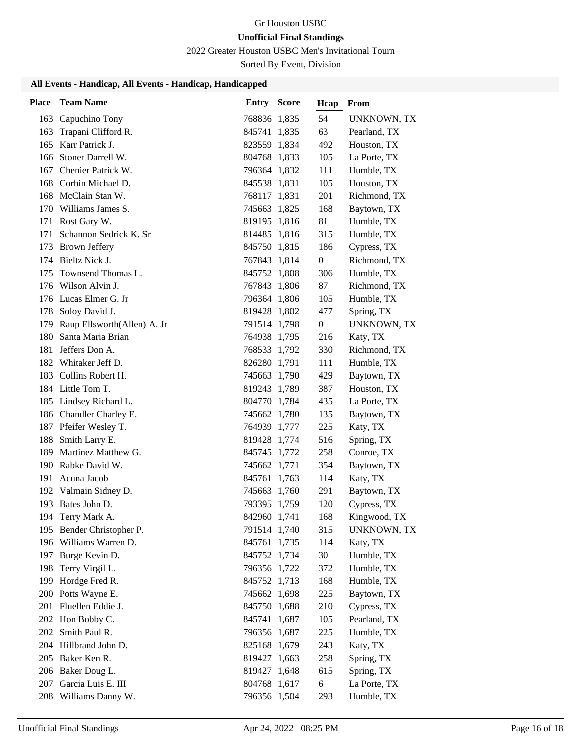Gr Houston USBC

**Unofficial Final Standings**

2022 Greater Houston USBC Men's Invitational Tourn

Sorted By Event, Division

### All Events - Handicap, All Events - Handicap, Handicapped

| Place | Team Name | Entry | Score | Hcap | From |
|---|---|---|---|---|---|
| 163 | Capuchino Tony | 768836 | 1,835 | 54 | UNKNOWN, TX |
| 163 | Trapani Clifford R. | 845741 | 1,835 | 63 | Pearland, TX |
| 165 | Karr Patrick J. | 823559 | 1,834 | 492 | Houston, TX |
| 166 | Stoner Darrell W. | 804768 | 1,833 | 105 | La Porte, TX |
| 167 | Chenier Patrick W. | 796364 | 1,832 | 111 | Humble, TX |
| 168 | Corbin Michael D. | 845538 | 1,831 | 105 | Houston, TX |
| 168 | McClain Stan W. | 768117 | 1,831 | 201 | Richmond, TX |
| 170 | Williams James S. | 745663 | 1,825 | 168 | Baytown, TX |
| 171 | Rost Gary W. | 819195 | 1,816 | 81 | Humble, TX |
| 171 | Schannon Sedrick K. Sr | 814485 | 1,816 | 315 | Humble, TX |
| 173 | Brown Jeffery | 845750 | 1,815 | 186 | Cypress, TX |
| 174 | Bieltz Nick J. | 767843 | 1,814 | 0 | Richmond, TX |
| 175 | Townsend Thomas L. | 845752 | 1,808 | 306 | Humble, TX |
| 176 | Wilson Alvin J. | 767843 | 1,806 | 87 | Richmond, TX |
| 176 | Lucas Elmer G. Jr | 796364 | 1,806 | 105 | Humble, TX |
| 178 | Soloy David J. | 819428 | 1,802 | 477 | Spring, TX |
| 179 | Raup Ellsworth(Allen) A. Jr | 791514 | 1,798 | 0 | UNKNOWN, TX |
| 180 | Santa Maria Brian | 764938 | 1,795 | 216 | Katy, TX |
| 181 | Jeffers Don A. | 768533 | 1,792 | 330 | Richmond, TX |
| 182 | Whitaker Jeff D. | 826280 | 1,791 | 111 | Humble, TX |
| 183 | Collins Robert H. | 745663 | 1,790 | 429 | Baytown, TX |
| 184 | Little Tom T. | 819243 | 1,789 | 387 | Houston, TX |
| 185 | Lindsey Richard L. | 804770 | 1,784 | 435 | La Porte, TX |
| 186 | Chandler Charley E. | 745662 | 1,780 | 135 | Baytown, TX |
| 187 | Pfeifer Wesley T. | 764939 | 1,777 | 225 | Katy, TX |
| 188 | Smith Larry E. | 819428 | 1,774 | 516 | Spring, TX |
| 189 | Martinez Matthew G. | 845745 | 1,772 | 258 | Conroe, TX |
| 190 | Rabke David W. | 745662 | 1,771 | 354 | Baytown, TX |
| 191 | Acuna Jacob | 845761 | 1,763 | 114 | Katy, TX |
| 192 | Valmain Sidney D. | 745663 | 1,760 | 291 | Baytown, TX |
| 193 | Bates John D. | 793395 | 1,759 | 120 | Cypress, TX |
| 194 | Terry Mark A. | 842960 | 1,741 | 168 | Kingwood, TX |
| 195 | Bender Christopher P. | 791514 | 1,740 | 315 | UNKNOWN, TX |
| 196 | Williams Warren D. | 845761 | 1,735 | 114 | Katy, TX |
| 197 | Burge Kevin D. | 845752 | 1,734 | 30 | Humble, TX |
| 198 | Terry Virgil L. | 796356 | 1,722 | 372 | Humble, TX |
| 199 | Hordge Fred R. | 845752 | 1,713 | 168 | Humble, TX |
| 200 | Potts Wayne E. | 745662 | 1,698 | 225 | Baytown, TX |
| 201 | Fluellen Eddie J. | 845750 | 1,688 | 210 | Cypress, TX |
| 202 | Hon Bobby C. | 845741 | 1,687 | 105 | Pearland, TX |
| 202 | Smith Paul R. | 796356 | 1,687 | 225 | Humble, TX |
| 204 | Hillbrand John D. | 825168 | 1,679 | 243 | Katy, TX |
| 205 | Baker Ken R. | 819427 | 1,663 | 258 | Spring, TX |
| 206 | Baker Doug L. | 819427 | 1,648 | 615 | Spring, TX |
| 207 | Garcia Luis E. III | 804768 | 1,617 | 6 | La Porte, TX |
| 208 | Williams Danny W. | 796356 | 1,504 | 293 | Humble, TX |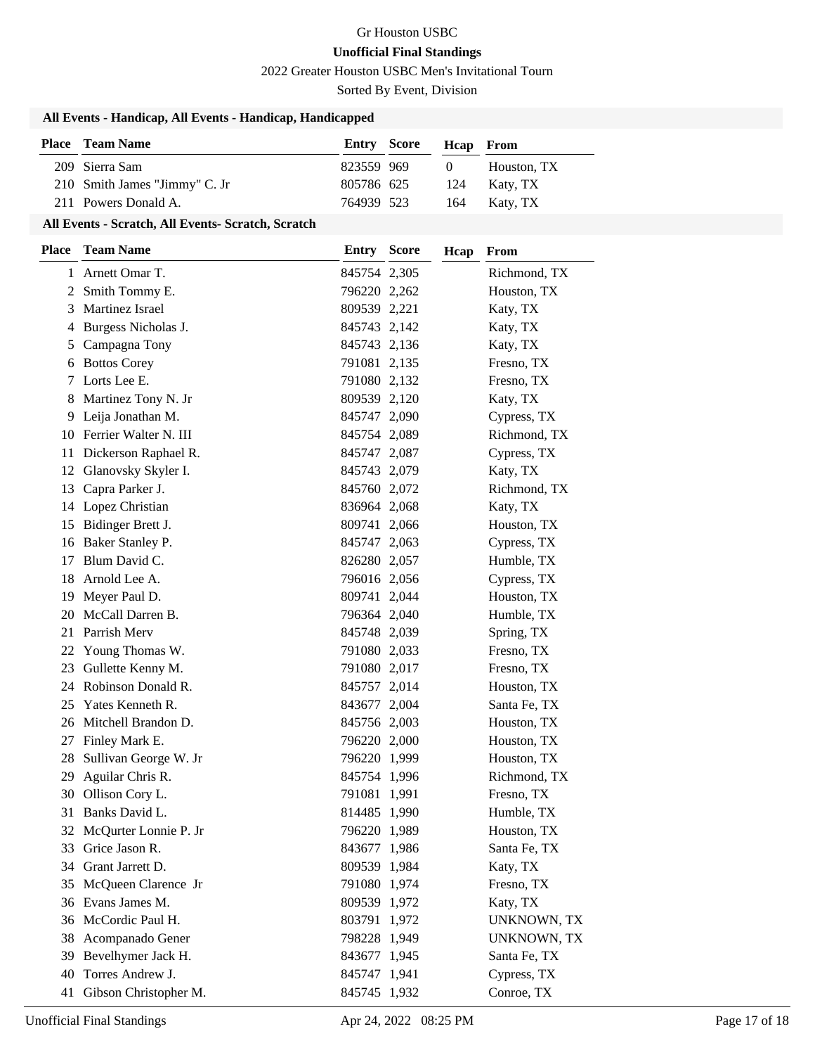Gr Houston USBC

**Unofficial Final Standings**

2022 Greater Houston USBC Men's Invitational Tourn

Sorted By Event, Division

### All Events - Handicap, All Events - Handicap, Handicapped

| Place | Team Name | Entry | Score | Hcap | From |
|---|---|---|---|---|---|
| 209 | Sierra Sam | 823559 | 969 | 0 | Houston, TX |
| 210 | Smith James "Jimmy" C. Jr | 805786 | 625 | 124 | Katy, TX |
| 211 | Powers Donald A. | 764939 | 523 | 164 | Katy, TX |

### All Events - Scratch, All Events- Scratch, Scratch

| Place | Team Name | Entry | Score | Hcap | From |
|---|---|---|---|---|---|
| 1 | Arnett Omar T. | 845754 | 2,305 | | Richmond, TX |
| 2 | Smith Tommy E. | 796220 | 2,262 | | Houston, TX |
| 3 | Martinez Israel | 809539 | 2,221 | | Katy, TX |
| 4 | Burgess Nicholas J. | 845743 | 2,142 | | Katy, TX |
| 5 | Campagna Tony | 845743 | 2,136 | | Katy, TX |
| 6 | Bottos Corey | 791081 | 2,135 | | Fresno, TX |
| 7 | Lorts Lee E. | 791080 | 2,132 | | Fresno, TX |
| 8 | Martinez Tony N. Jr | 809539 | 2,120 | | Katy, TX |
| 9 | Leija Jonathan M. | 845747 | 2,090 | | Cypress, TX |
| 10 | Ferrier Walter N. III | 845754 | 2,089 | | Richmond, TX |
| 11 | Dickerson Raphael R. | 845747 | 2,087 | | Cypress, TX |
| 12 | Glanovsky Skyler I. | 845743 | 2,079 | | Katy, TX |
| 13 | Capra Parker J. | 845760 | 2,072 | | Richmond, TX |
| 14 | Lopez Christian | 836964 | 2,068 | | Katy, TX |
| 15 | Bidinger Brett J. | 809741 | 2,066 | | Houston, TX |
| 16 | Baker Stanley P. | 845747 | 2,063 | | Cypress, TX |
| 17 | Blum David C. | 826280 | 2,057 | | Humble, TX |
| 18 | Arnold Lee A. | 796016 | 2,056 | | Cypress, TX |
| 19 | Meyer Paul D. | 809741 | 2,044 | | Houston, TX |
| 20 | McCall Darren B. | 796364 | 2,040 | | Humble, TX |
| 21 | Parrish Merv | 845748 | 2,039 | | Spring, TX |
| 22 | Young Thomas W. | 791080 | 2,033 | | Fresno, TX |
| 23 | Gullette Kenny M. | 791080 | 2,017 | | Fresno, TX |
| 24 | Robinson Donald R. | 845757 | 2,014 | | Houston, TX |
| 25 | Yates Kenneth R. | 843677 | 2,004 | | Santa Fe, TX |
| 26 | Mitchell Brandon D. | 845756 | 2,003 | | Houston, TX |
| 27 | Finley Mark E. | 796220 | 2,000 | | Houston, TX |
| 28 | Sullivan George W. Jr | 796220 | 1,999 | | Houston, TX |
| 29 | Aguilar Chris R. | 845754 | 1,996 | | Richmond, TX |
| 30 | Ollison Cory L. | 791081 | 1,991 | | Fresno, TX |
| 31 | Banks David L. | 814485 | 1,990 | | Humble, TX |
| 32 | McQurter Lonnie P. Jr | 796220 | 1,989 | | Houston, TX |
| 33 | Grice Jason R. | 843677 | 1,986 | | Santa Fe, TX |
| 34 | Grant Jarrett D. | 809539 | 1,984 | | Katy, TX |
| 35 | McQueen Clarence Jr | 791080 | 1,974 | | Fresno, TX |
| 36 | Evans James M. | 809539 | 1,972 | | Katy, TX |
| 36 | McCordic Paul H. | 803791 | 1,972 | | UNKNOWN, TX |
| 38 | Acompanado Gener | 798228 | 1,949 | | UNKNOWN, TX |
| 39 | Bevelhymer Jack H. | 843677 | 1,945 | | Santa Fe, TX |
| 40 | Torres Andrew J. | 845747 | 1,941 | | Cypress, TX |
| 41 | Gibson Christopher M. | 845745 | 1,932 | | Conroe, TX |

Unofficial Final Standings — Apr 24, 2022 08:25 PM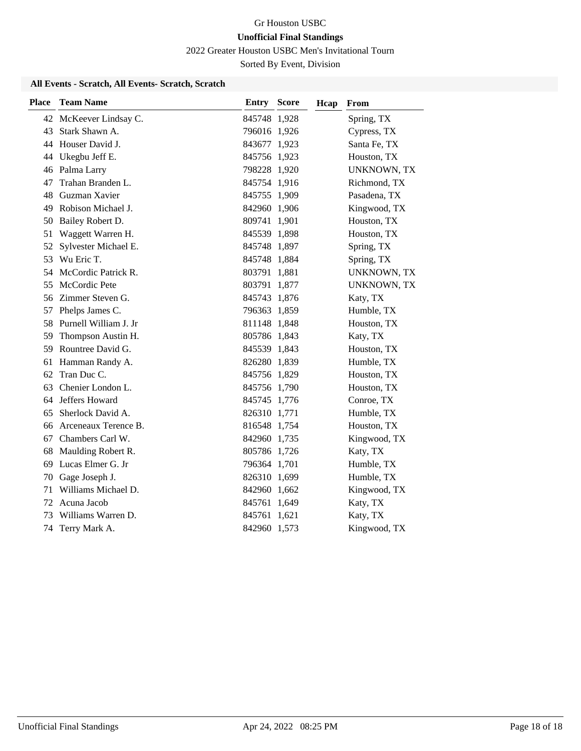Gr Houston USBC

**Unofficial Final Standings**

2022 Greater Houston USBC Men's Invitational Tourn

Sorted By Event, Division

### All Events - Scratch, All Events- Scratch, Scratch

| Place | Team Name | Entry | Score | Hcap | From |
|---|---|---|---|---|---|
| 42 | McKeever Lindsay C. | 845748 | 1,928 | | Spring, TX |
| 43 | Stark Shawn A. | 796016 | 1,926 | | Cypress, TX |
| 44 | Houser David J. | 843677 | 1,923 | | Santa Fe, TX |
| 44 | Ukegbu Jeff E. | 845756 | 1,923 | | Houston, TX |
| 46 | Palma Larry | 798228 | 1,920 | | UNKNOWN, TX |
| 47 | Trahan Branden L. | 845754 | 1,916 | | Richmond, TX |
| 48 | Guzman Xavier | 845755 | 1,909 | | Pasadena, TX |
| 49 | Robison Michael J. | 842960 | 1,906 | | Kingwood, TX |
| 50 | Bailey Robert D. | 809741 | 1,901 | | Houston, TX |
| 51 | Waggett Warren H. | 845539 | 1,898 | | Houston, TX |
| 52 | Sylvester Michael E. | 845748 | 1,897 | | Spring, TX |
| 53 | Wu Eric T. | 845748 | 1,884 | | Spring, TX |
| 54 | McCordic Patrick R. | 803791 | 1,881 | | UNKNOWN, TX |
| 55 | McCordic Pete | 803791 | 1,877 | | UNKNOWN, TX |
| 56 | Zimmer Steven G. | 845743 | 1,876 | | Katy, TX |
| 57 | Phelps James C. | 796363 | 1,859 | | Humble, TX |
| 58 | Purnell William J. Jr | 811148 | 1,848 | | Houston, TX |
| 59 | Thompson Austin H. | 805786 | 1,843 | | Katy, TX |
| 59 | Rountree David G. | 845539 | 1,843 | | Houston, TX |
| 61 | Hamman Randy A. | 826280 | 1,839 | | Humble, TX |
| 62 | Tran Duc C. | 845756 | 1,829 | | Houston, TX |
| 63 | Chenier London L. | 845756 | 1,790 | | Houston, TX |
| 64 | Jeffers Howard | 845745 | 1,776 | | Conroe, TX |
| 65 | Sherlock David A. | 826310 | 1,771 | | Humble, TX |
| 66 | Arceneaux Terence B. | 816548 | 1,754 | | Houston, TX |
| 67 | Chambers Carl W. | 842960 | 1,735 | | Kingwood, TX |
| 68 | Maulding Robert R. | 805786 | 1,726 | | Katy, TX |
| 69 | Lucas Elmer G. Jr | 796364 | 1,701 | | Humble, TX |
| 70 | Gage Joseph J. | 826310 | 1,699 | | Humble, TX |
| 71 | Williams Michael D. | 842960 | 1,662 | | Kingwood, TX |
| 72 | Acuna Jacob | 845761 | 1,649 | | Katy, TX |
| 73 | Williams Warren D. | 845761 | 1,621 | | Katy, TX |
| 74 | Terry Mark A. | 842960 | 1,573 | | Kingwood, TX |

Unofficial Final Standings    Apr 24, 2022 08:25 PM